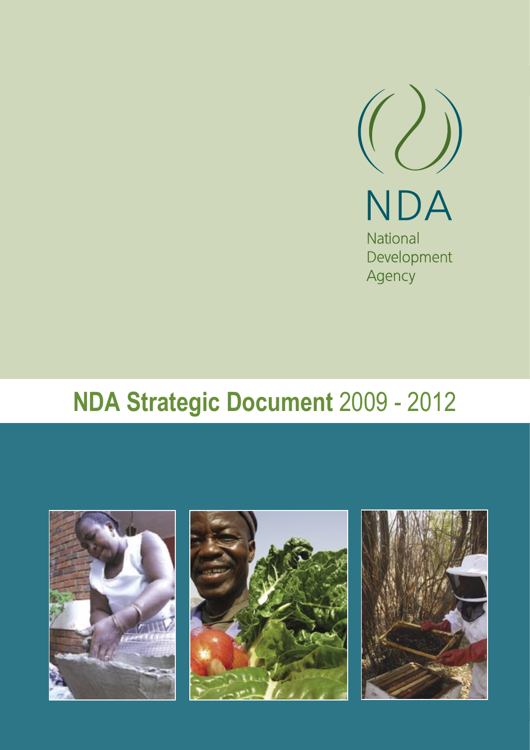NDA

National Development Agency

# NDA Strategic Document 2009 - 2012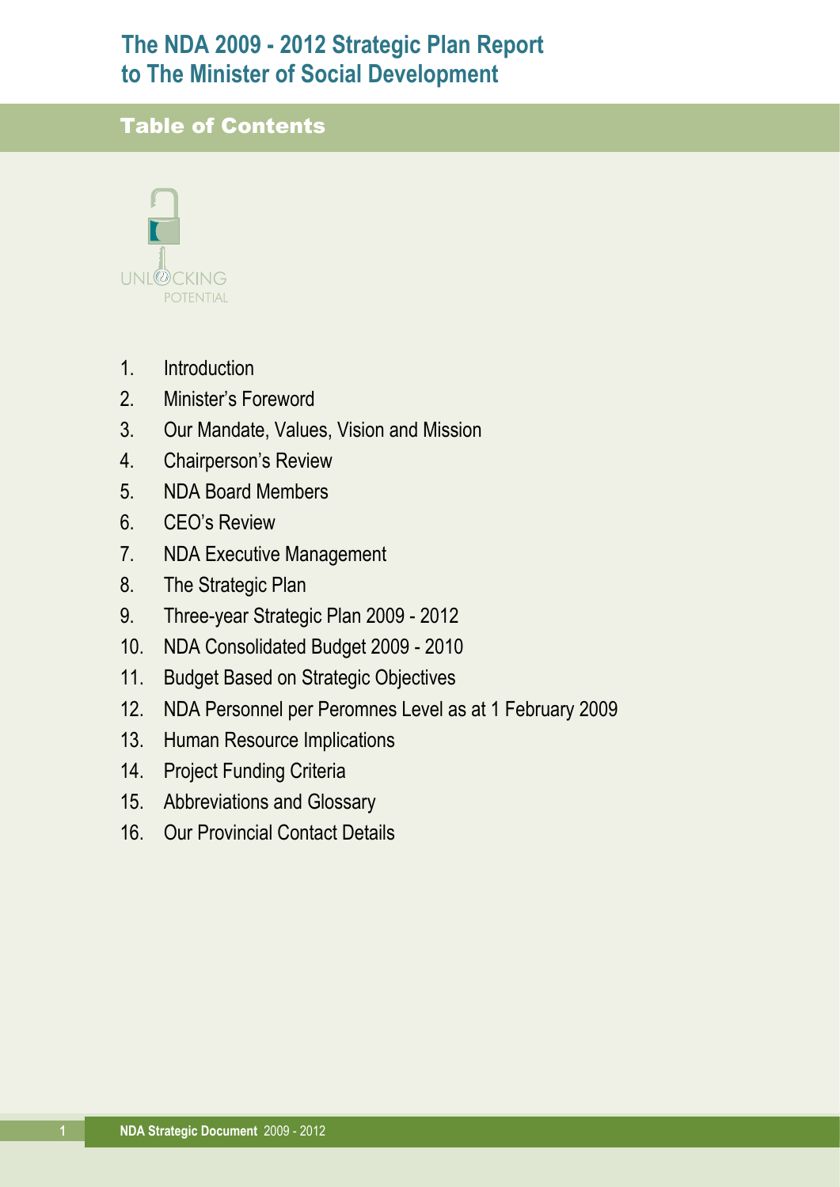# The NDA 2009 - 2012 Strategic Plan Report to The Minister of Social Development

## Table of Contents

UNLOCKING POTENTIAL

1. Introduction
2. Minister's Foreword
3. Our Mandate, Values, Vision and Mission
4. Chairperson's Review
5. NDA Board Members
6. CEO's Review
7. NDA Executive Management
8. The Strategic Plan
9. Three-year Strategic Plan 2009 - 2012
10. NDA Consolidated Budget 2009 - 2010
11. Budget Based on Strategic Objectives
12. NDA Personnel per Peromnes Level as at 1 February 2009
13. Human Resource Implications
14. Project Funding Criteria
15. Abbreviations and Glossary
16. Our Provincial Contact Details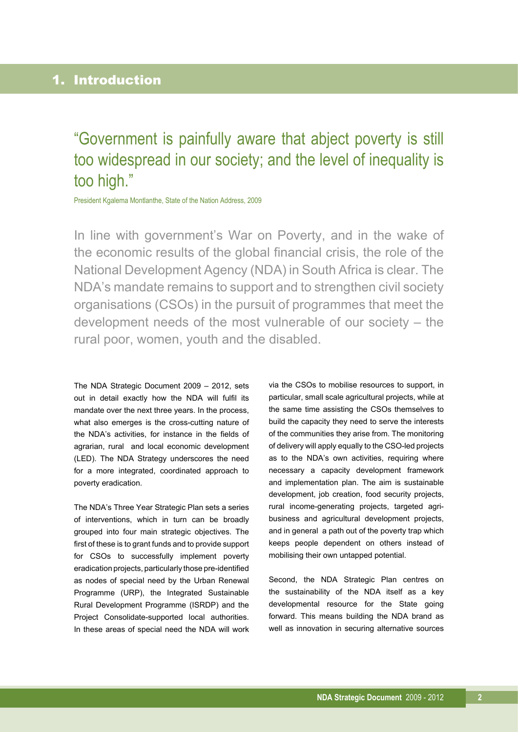# 1. Introduction

> "Government is painfully aware that abject poverty is still too widespread in our society; and the level of inequality is too high."
>
> President Kgalema Montlanthe, State of the Nation Address, 2009

In line with government's War on Poverty, and in the wake of the economic results of the global financial crisis, the role of the National Development Agency (NDA) in South Africa is clear. The NDA's mandate remains to support and to strengthen civil society organisations (CSOs) in the pursuit of programmes that meet the development needs of the most vulnerable of our society – the rural poor, women, youth and the disabled.

The NDA Strategic Document 2009 – 2012, sets out in detail exactly how the NDA will fulfil its mandate over the next three years. In the process, what also emerges is the cross-cutting nature of the NDA's activities, for instance in the fields of agrarian, rural and local economic development (LED). The NDA Strategy underscores the need for a more integrated, coordinated approach to poverty eradication.

The NDA's Three Year Strategic Plan sets a series of interventions, which in turn can be broadly grouped into four main strategic objectives. The first of these is to grant funds and to provide support for CSOs to successfully implement poverty eradication projects, particularly those pre-identified as nodes of special need by the Urban Renewal Programme (URP), the Integrated Sustainable Rural Development Programme (ISRDP) and the Project Consolidate-supported local authorities. In these areas of special need the NDA will work via the CSOs to mobilise resources to support, in particular, small scale agricultural projects, while at the same time assisting the CSOs themselves to build the capacity they need to serve the interests of the communities they arise from. The monitoring of delivery will apply equally to the CSO-led projects as to the NDA's own activities, requiring where necessary a capacity development framework and implementation plan. The aim is sustainable development, job creation, food security projects, rural income-generating projects, targeted agri-business and agricultural development projects, and in general a path out of the poverty trap which keeps people dependent on others instead of mobilising their own untapped potential.

Second, the NDA Strategic Plan centres on the sustainability of the NDA itself as a key developmental resource for the State going forward. This means building the NDA brand as well as innovation in securing alternative sources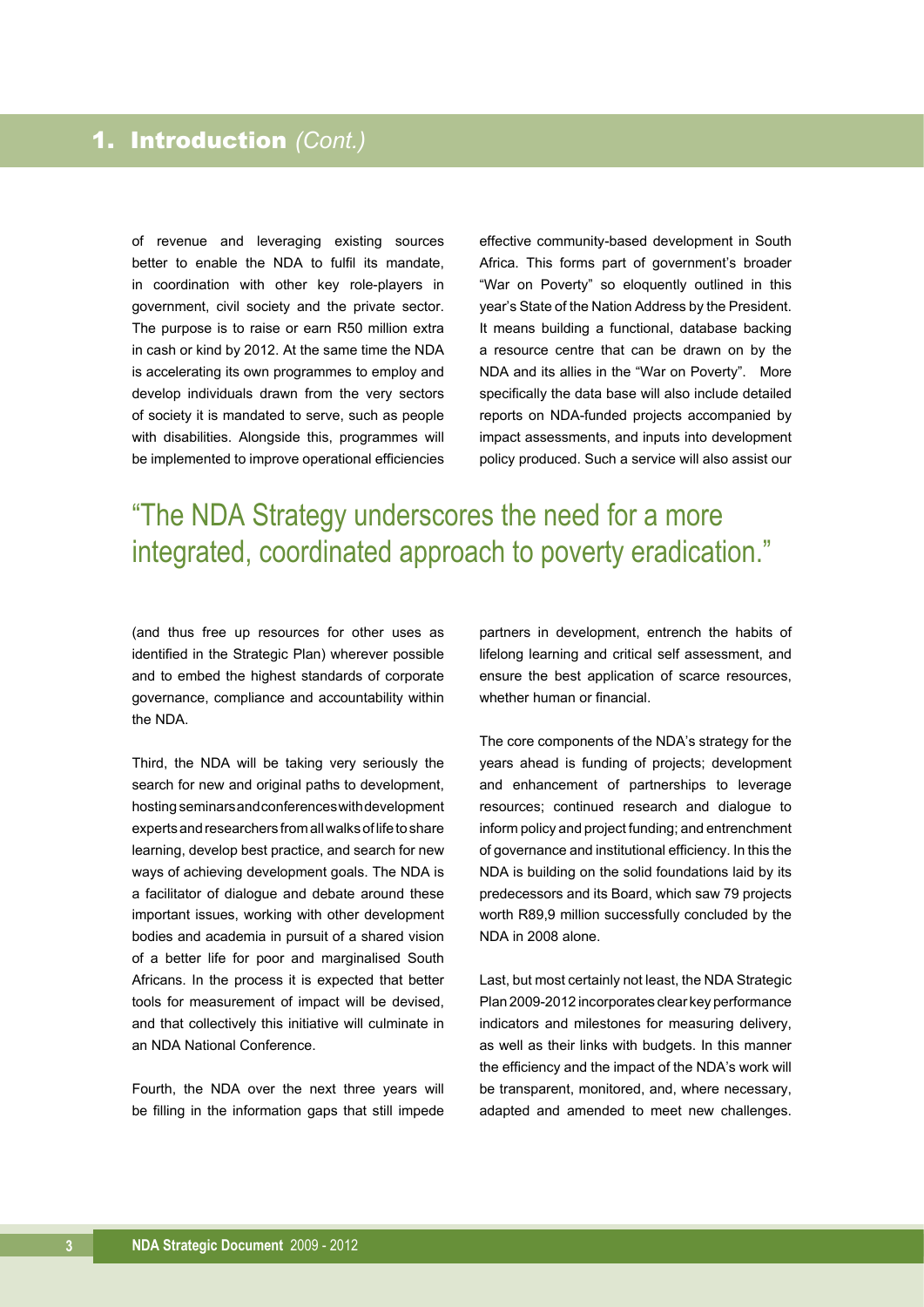## 1. Introduction *(Cont.)*

of revenue and leveraging existing sources better to enable the NDA to fulfil its mandate, in coordination with other key role-players in government, civil society and the private sector. The purpose is to raise or earn R50 million extra in cash or kind by 2012. At the same time the NDA is accelerating its own programmes to employ and develop individuals drawn from the very sectors of society it is mandated to serve, such as people with disabilities. Alongside this, programmes will be implemented to improve operational efficiencies (and thus free up resources for other uses as identified in the Strategic Plan) wherever possible and to embed the highest standards of corporate governance, compliance and accountability within the NDA.

Third, the NDA will be taking very seriously the search for new and original paths to development, hosting seminars and conferences with development experts and researchers from all walks of life to share learning, develop best practice, and search for new ways of achieving development goals. The NDA is a facilitator of dialogue and debate around these important issues, working with other development bodies and academia in pursuit of a shared vision of a better life for poor and marginalised South Africans. In the process it is expected that better tools for measurement of impact will be devised, and that collectively this initiative will culminate in an NDA National Conference.

Fourth, the NDA over the next three years will be filling in the information gaps that still impede effective community-based development in South Africa. This forms part of government's broader "War on Poverty" so eloquently outlined in this year's State of the Nation Address by the President. It means building a functional, database backing a resource centre that can be drawn on by the NDA and its allies in the "War on Poverty". More specifically the data base will also include detailed reports on NDA-funded projects accompanied by impact assessments, and inputs into development policy produced. Such a service will also assist our partners in development, entrench the habits of lifelong learning and critical self assessment, and ensure the best application of scarce resources, whether human or financial.

> "The NDA Strategy underscores the need for a more integrated, coordinated approach to poverty eradication."

The core components of the NDA's strategy for the years ahead is funding of projects; development and enhancement of partnerships to leverage resources; continued research and dialogue to inform policy and project funding; and entrenchment of governance and institutional efficiency. In this the NDA is building on the solid foundations laid by its predecessors and its Board, which saw 79 projects worth R89,9 million successfully concluded by the NDA in 2008 alone.

Last, but most certainly not least, the NDA Strategic Plan 2009-2012 incorporates clear key performance indicators and milestones for measuring delivery, as well as their links with budgets. In this manner the efficiency and the impact of the NDA's work will be transparent, monitored, and, where necessary, adapted and amended to meet new challenges.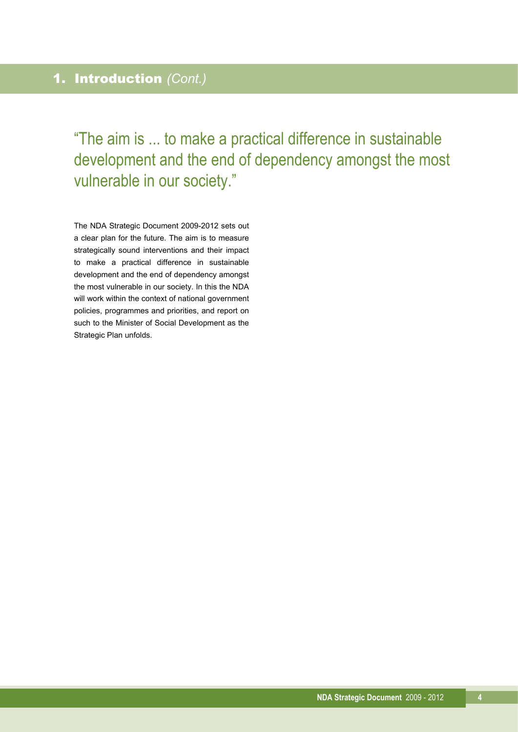## 1. Introduction *(Cont.)*

> "The aim is ... to make a practical difference in sustainable development and the end of dependency amongst the most vulnerable in our society."

The NDA Strategic Document 2009-2012 sets out a clear plan for the future. The aim is to measure strategically sound interventions and their impact to make a practical difference in sustainable development and the end of dependency amongst the most vulnerable in our society. In this the NDA will work within the context of national government policies, programmes and priorities, and report on such to the Minister of Social Development as the Strategic Plan unfolds.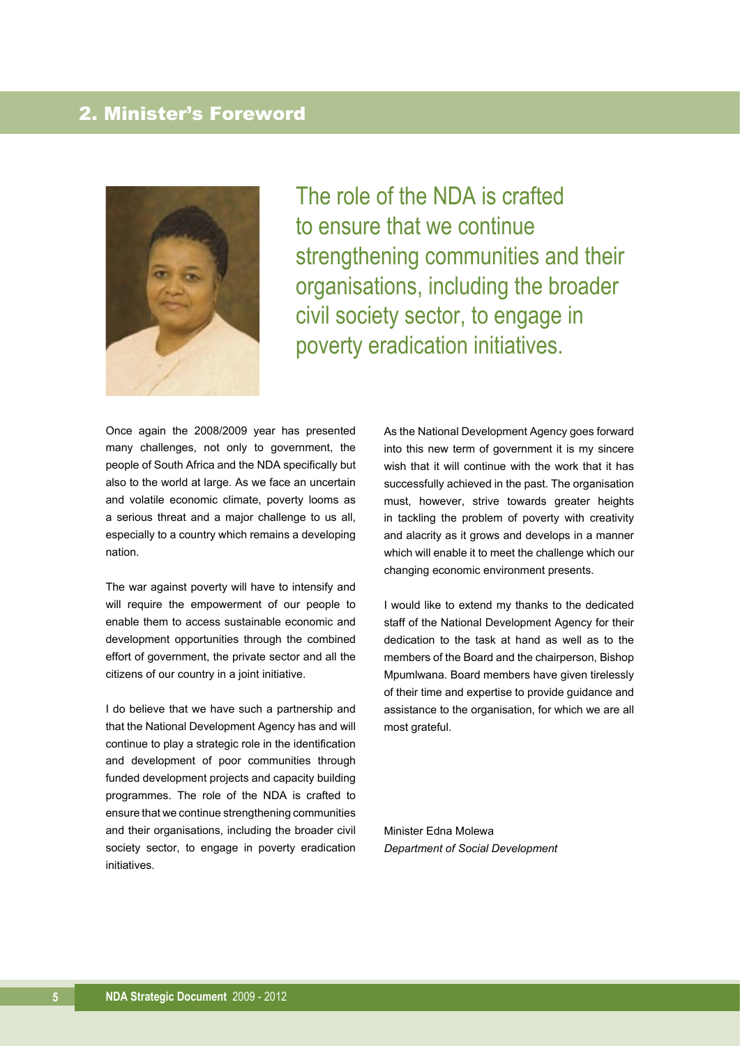## 2. Minister's Foreword

The role of the NDA is crafted to ensure that we continue strengthening communities and their organisations, including the broader civil society sector, to engage in poverty eradication initiatives.

Once again the 2008/2009 year has presented many challenges, not only to government, the people of South Africa and the NDA specifically but also to the world at large. As we face an uncertain and volatile economic climate, poverty looms as a serious threat and a major challenge to us all, especially to a country which remains a developing nation.

The war against poverty will have to intensify and will require the empowerment of our people to enable them to access sustainable economic and development opportunities through the combined effort of government, the private sector and all the citizens of our country in a joint initiative.

I do believe that we have such a partnership and that the National Development Agency has and will continue to play a strategic role in the identification and development of poor communities through funded development projects and capacity building programmes. The role of the NDA is crafted to ensure that we continue strengthening communities and their organisations, including the broader civil society sector, to engage in poverty eradication initiatives.

As the National Development Agency goes forward into this new term of government it is my sincere wish that it will continue with the work that it has successfully achieved in the past. The organisation must, however, strive towards greater heights in tackling the problem of poverty with creativity and alacrity as it grows and develops in a manner which will enable it to meet the challenge which our changing economic environment presents.

I would like to extend my thanks to the dedicated staff of the National Development Agency for their dedication to the task at hand as well as to the members of the Board and the chairperson, Bishop Mpumlwana. Board members have given tirelessly of their time and expertise to provide guidance and assistance to the organisation, for which we are all most grateful.

Minister Edna Molewa
*Department of Social Development*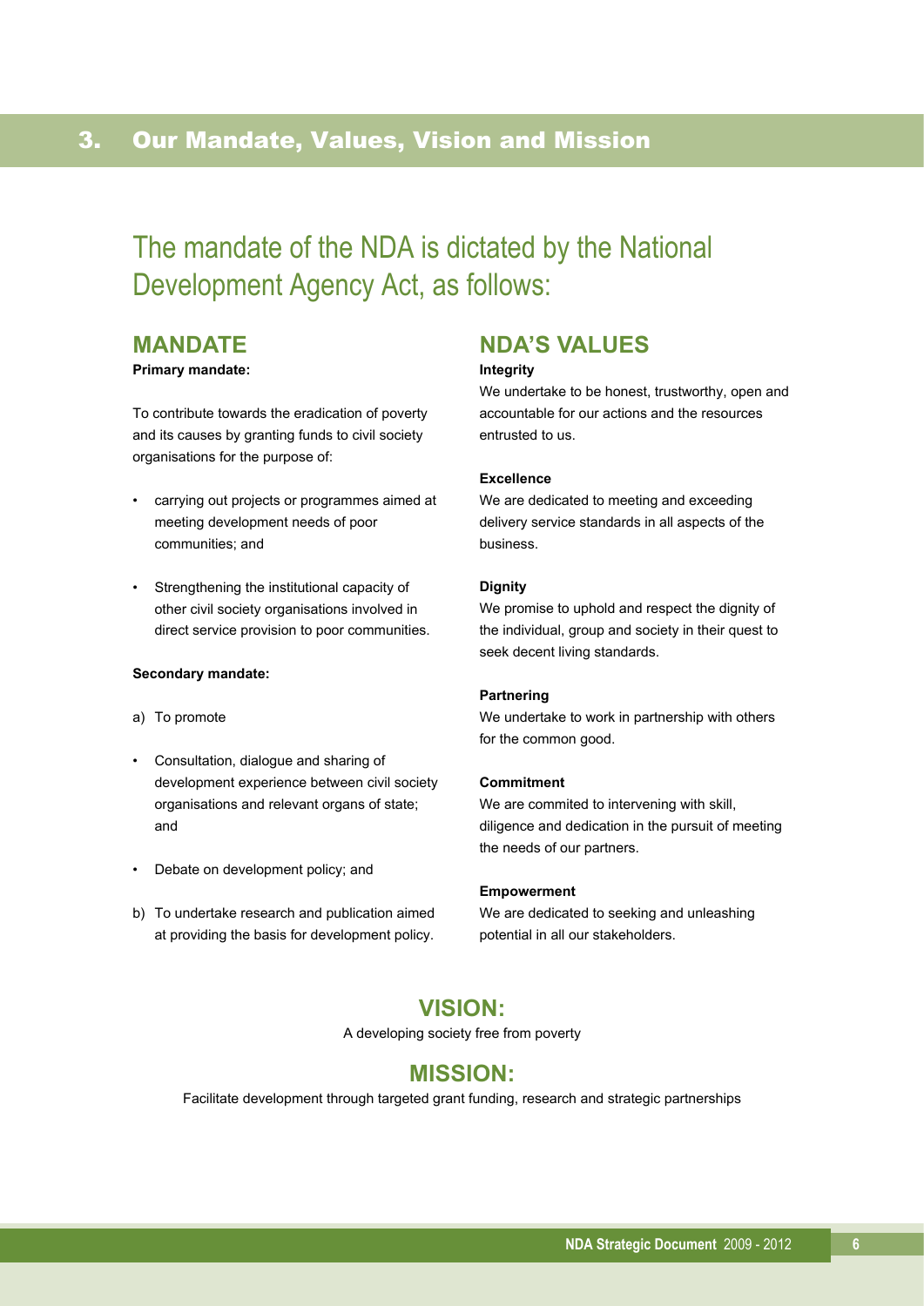## 3. Our Mandate, Values, Vision and Mission

The mandate of the NDA is dictated by the National Development Agency Act, as follows:

### MANDATE

**Primary mandate:**

To contribute towards the eradication of poverty and its causes by granting funds to civil society organisations for the purpose of:

- carrying out projects or programmes aimed at meeting development needs of poor communities; and
- Strengthening the institutional capacity of other civil society organisations involved in direct service provision to poor communities.

**Secondary mandate:**

a) To promote

- Consultation, dialogue and sharing of development experience between civil society organisations and relevant organs of state; and
- Debate on development policy; and

b) To undertake research and publication aimed at providing the basis for development policy.

### NDA'S VALUES

**Integrity**

We undertake to be honest, trustworthy, open and accountable for our actions and the resources entrusted to us.

**Excellence**

We are dedicated to meeting and exceeding delivery service standards in all aspects of the business.

**Dignity**

We promise to uphold and respect the dignity of the individual, group and society in their quest to seek decent living standards.

**Partnering**

We undertake to work in partnership with others for the common good.

**Commitment**

We are commited to intervening with skill, diligence and dedication in the pursuit of meeting the needs of our partners.

**Empowerment**

We are dedicated to seeking and unleashing potential in all our stakeholders.

### VISION:

A developing society free from poverty

### MISSION:

Facilitate development through targeted grant funding, research and strategic partnerships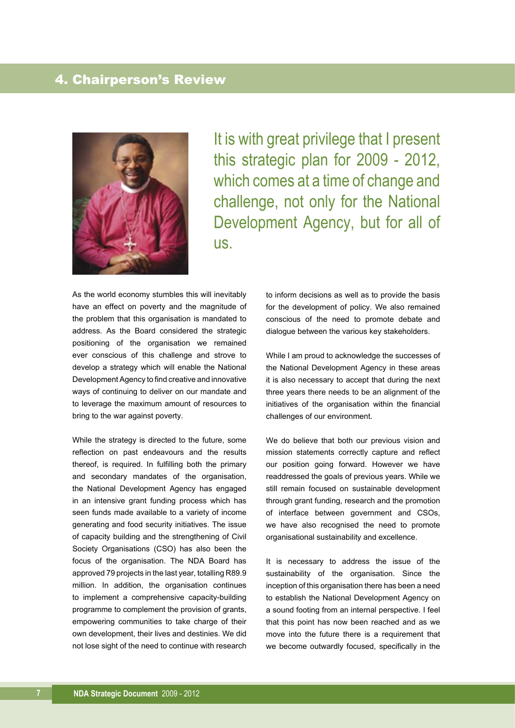## 4. Chairperson's Review

It is with great privilege that I present this strategic plan for 2009 - 2012, which comes at a time of change and challenge, not only for the National Development Agency, but for all of us.

As the world economy stumbles this will inevitably have an effect on poverty and the magnitude of the problem that this organisation is mandated to address. As the Board considered the strategic positioning of the organisation we remained ever conscious of this challenge and strove to develop a strategy which will enable the National Development Agency to find creative and innovative ways of continuing to deliver on our mandate and to leverage the maximum amount of resources to bring to the war against poverty.

While the strategy is directed to the future, some reflection on past endeavours and the results thereof, is required. In fulfilling both the primary and secondary mandates of the organisation, the National Development Agency has engaged in an intensive grant funding process which has seen funds made available to a variety of income generating and food security initiatives. The issue of capacity building and the strengthening of Civil Society Organisations (CSO) has also been the focus of the organisation. The NDA Board has approved 79 projects in the last year, totalling R89.9 million. In addition, the organisation continues to implement a comprehensive capacity-building programme to complement the provision of grants, empowering communities to take charge of their own development, their lives and destinies. We did not lose sight of the need to continue with research to inform decisions as well as to provide the basis for the development of policy. We also remained conscious of the need to promote debate and dialogue between the various key stakeholders.

While I am proud to acknowledge the successes of the National Development Agency in these areas it is also necessary to accept that during the next three years there needs to be an alignment of the initiatives of the organisation within the financial challenges of our environment.

We do believe that both our previous vision and mission statements correctly capture and reflect our position going forward. However we have readdressed the goals of previous years. While we still remain focused on sustainable development through grant funding, research and the promotion of interface between government and CSOs, we have also recognised the need to promote organisational sustainability and excellence.

It is necessary to address the issue of the sustainability of the organisation. Since the inception of this organisation there has been a need to establish the National Development Agency on a sound footing from an internal perspective. I feel that this point has now been reached and as we move into the future there is a requirement that we become outwardly focused, specifically in the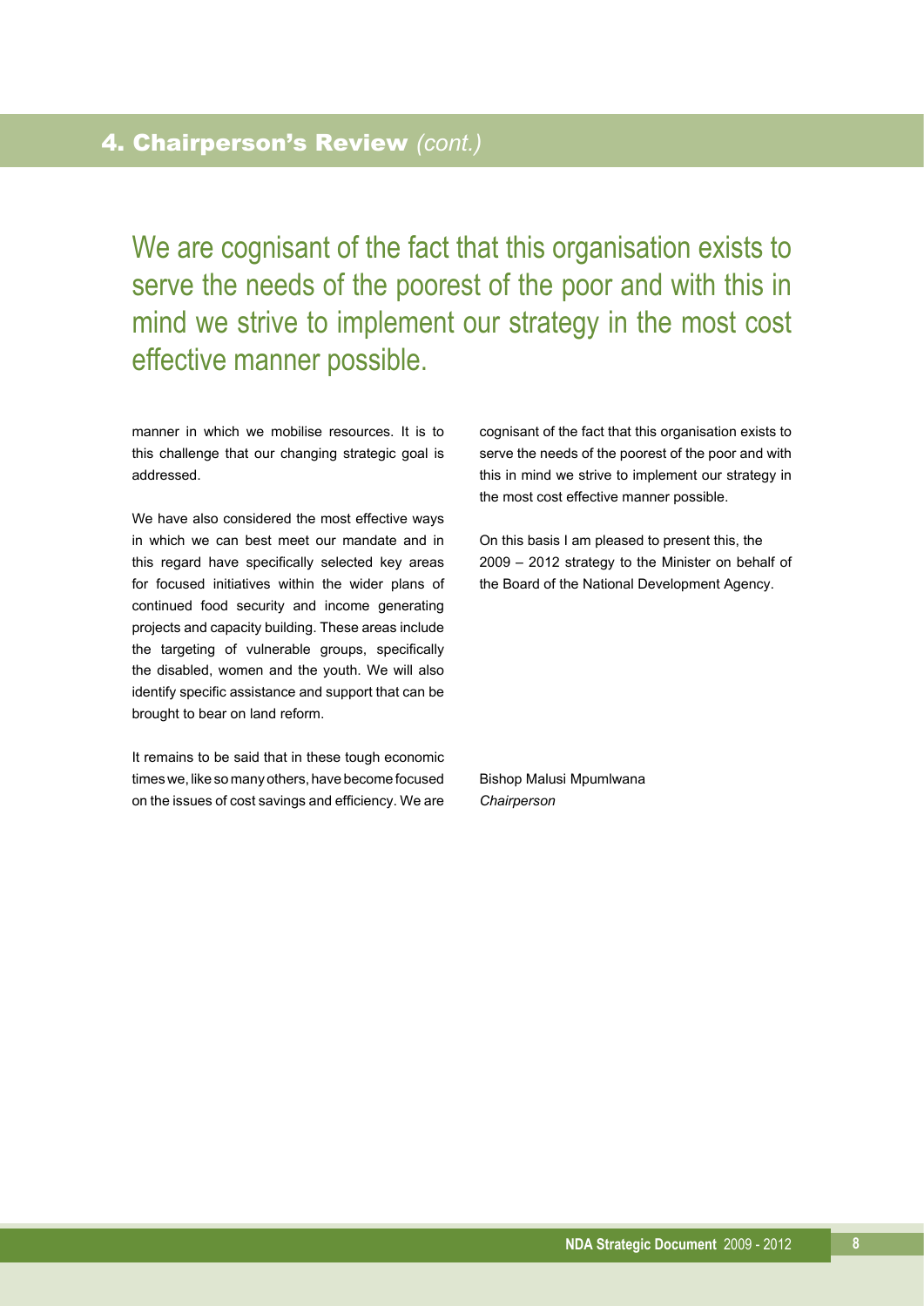## 4. Chairperson's Review *(cont.)*

> We are cognisant of the fact that this organisation exists to serve the needs of the poorest of the poor and with this in mind we strive to implement our strategy in the most cost effective manner possible.

manner in which we mobilise resources. It is to this challenge that our changing strategic goal is addressed.

We have also considered the most effective ways in which we can best meet our mandate and in this regard have specifically selected key areas for focused initiatives within the wider plans of continued food security and income generating projects and capacity building. These areas include the targeting of vulnerable groups, specifically the disabled, women and the youth. We will also identify specific assistance and support that can be brought to bear on land reform.

It remains to be said that in these tough economic times we, like so many others, have become focused on the issues of cost savings and efficiency. We are cognisant of the fact that this organisation exists to serve the needs of the poorest of the poor and with this in mind we strive to implement our strategy in the most cost effective manner possible.

On this basis I am pleased to present this, the 2009 – 2012 strategy to the Minister on behalf of the Board of the National Development Agency.

Bishop Malusi Mpumlwana
*Chairperson*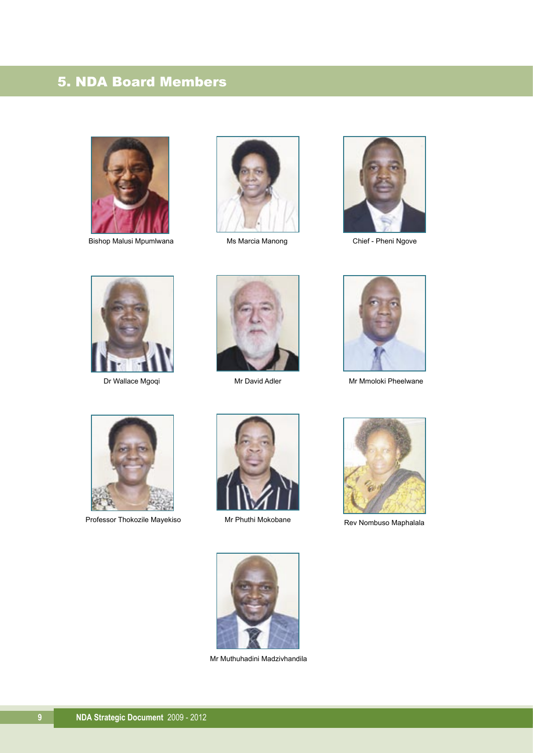# 5. NDA Board Members

Bishop Malusi Mpumlwana

Ms Marcia Manong

Chief - Pheni Ngove

Dr Wallace Mgoqi

Mr David Adler

Mr Mmoloki Pheelwane

Professor Thokozile Mayekiso

Mr Phuthi Mokobane

Rev Nombuso Maphalala

Mr Muthuhadini Madzivhandila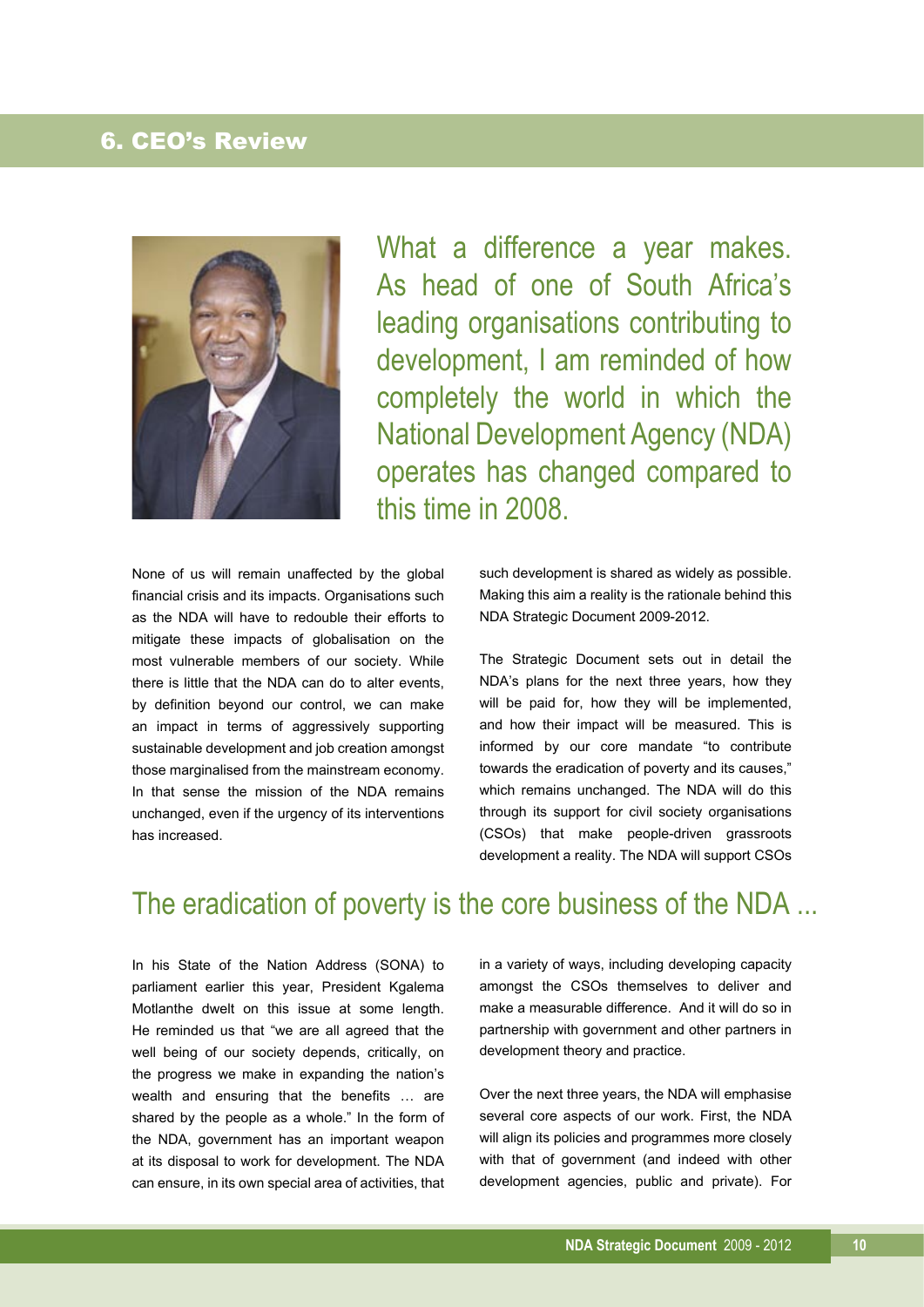## 6. CEO's Review

What a difference a year makes. As head of one of South Africa's leading organisations contributing to development, I am reminded of how completely the world in which the National Development Agency (NDA) operates has changed compared to this time in 2008.

None of us will remain unaffected by the global financial crisis and its impacts. Organisations such as the NDA will have to redouble their efforts to mitigate these impacts of globalisation on the most vulnerable members of our society. While there is little that the NDA can do to alter events, by definition beyond our control, we can make an impact in terms of aggressively supporting sustainable development and job creation amongst those marginalised from the mainstream economy. In that sense the mission of the NDA remains unchanged, even if the urgency of its interventions has increased.

In his State of the Nation Address (SONA) to parliament earlier this year, President Kgalema Motlanthe dwelt on this issue at some length. He reminded us that "we are all agreed that the well being of our society depends, critically, on the progress we make in expanding the nation's wealth and ensuring that the benefits … are shared by the people as a whole." In the form of the NDA, government has an important weapon at its disposal to work for development. The NDA can ensure, in its own special area of activities, that such development is shared as widely as possible. Making this aim a reality is the rationale behind this NDA Strategic Document 2009-2012.

The Strategic Document sets out in detail the NDA's plans for the next three years, how they will be paid for, how they will be implemented, and how their impact will be measured. This is informed by our core mandate "to contribute towards the eradication of poverty and its causes," which remains unchanged. The NDA will do this through its support for civil society organisations (CSOs) that make people-driven grassroots development a reality. The NDA will support CSOs in a variety of ways, including developing capacity amongst the CSOs themselves to deliver and make a measurable difference. And it will do so in partnership with government and other partners in development theory and practice.

### The eradication of poverty is the core business of the NDA ...

Over the next three years, the NDA will emphasise several core aspects of our work. First, the NDA will align its policies and programmes more closely with that of government (and indeed with other development agencies, public and private). For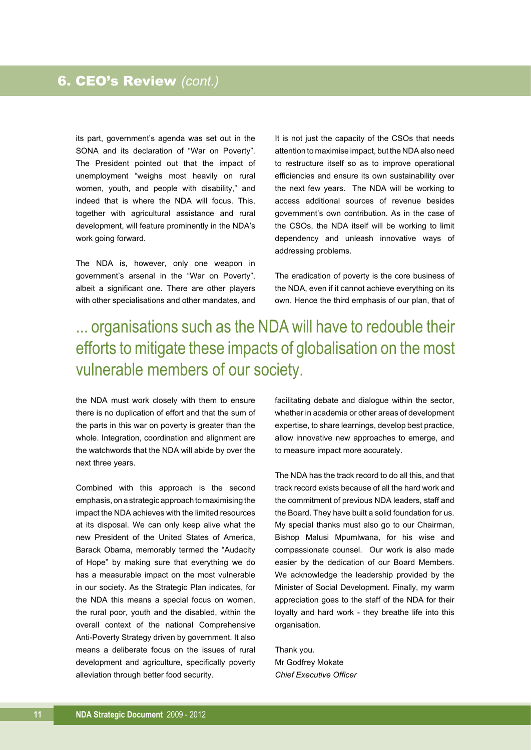## 6. CEO's Review *(cont.)*

its part, government's agenda was set out in the SONA and its declaration of "War on Poverty". The President pointed out that the impact of unemployment "weighs most heavily on rural women, youth, and people with disability," and indeed that is where the NDA will focus. This, together with agricultural assistance and rural development, will feature prominently in the NDA's work going forward.

The NDA is, however, only one weapon in government's arsenal in the "War on Poverty", albeit a significant one. There are other players with other specialisations and other mandates, and the NDA must work closely with them to ensure there is no duplication of effort and that the sum of the parts in this war on poverty is greater than the whole. Integration, coordination and alignment are the watchwords that the NDA will abide by over the next three years.

Combined with this approach is the second emphasis, on a strategic approach to maximising the impact the NDA achieves with the limited resources at its disposal. We can only keep alive what the new President of the United States of America, Barack Obama, memorably termed the "Audacity of Hope" by making sure that everything we do has a measurable impact on the most vulnerable in our society. As the Strategic Plan indicates, for the NDA this means a special focus on women, the rural poor, youth and the disabled, within the overall context of the national Comprehensive Anti-Poverty Strategy driven by government. It also means a deliberate focus on the issues of rural development and agriculture, specifically poverty alleviation through better food security.

It is not just the capacity of the CSOs that needs attention to maximise impact, but the NDA also need to restructure itself so as to improve operational efficiencies and ensure its own sustainability over the next few years. The NDA will be working to access additional sources of revenue besides government's own contribution. As in the case of the CSOs, the NDA itself will be working to limit dependency and unleash innovative ways of addressing problems.

The eradication of poverty is the core business of the NDA, even if it cannot achieve everything on its own. Hence the third emphasis of our plan, that of facilitating debate and dialogue within the sector, whether in academia or other areas of development expertise, to share learnings, develop best practice, allow innovative new approaches to emerge, and to measure impact more accurately.

> ... organisations such as the NDA will have to redouble their efforts to mitigate these impacts of globalisation on the most vulnerable members of our society.

The NDA has the track record to do all this, and that track record exists because of all the hard work and the commitment of previous NDA leaders, staff and the Board. They have built a solid foundation for us. My special thanks must also go to our Chairman, Bishop Malusi Mpumlwana, for his wise and compassionate counsel. Our work is also made easier by the dedication of our Board Members. We acknowledge the leadership provided by the Minister of Social Development. Finally, my warm appreciation goes to the staff of the NDA for their loyalty and hard work - they breathe life into this organisation.

Thank you.
Mr Godfrey Mokate
*Chief Executive Officer*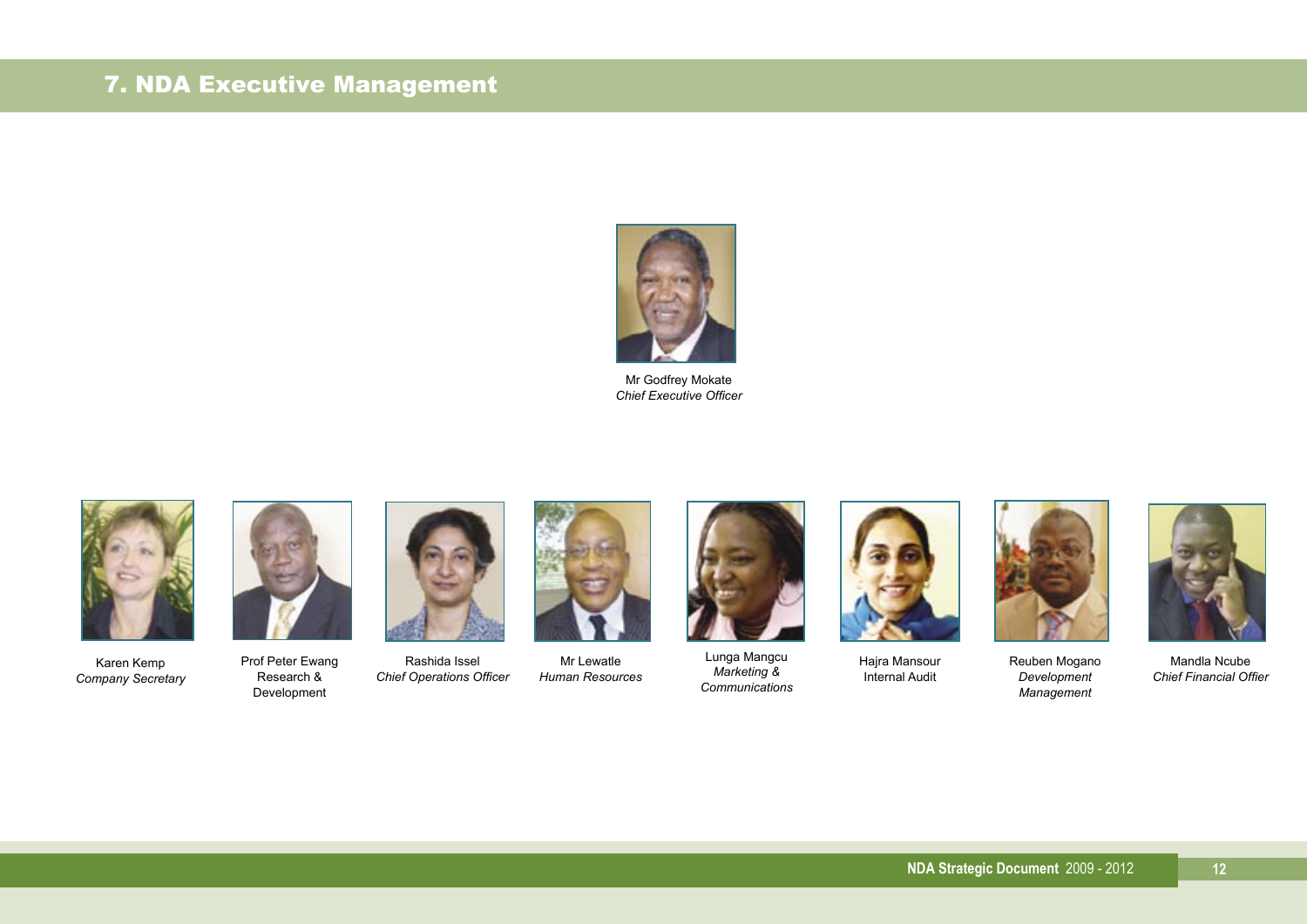## 7. NDA Executive Management

Mr Godfrey Mokate
*Chief Executive Officer*

Karen Kemp
*Company Secretary*

Prof Peter Ewang
Research & Development

Rashida Issel
*Chief Operations Officer*

Mr Lewatle
*Human Resources*

Lunga Mangcu
*Marketing & Communications*

Hajra Mansour
Internal Audit

Reuben Mogano
*Development Management*

Mandla Ncube
*Chief Financial Offier*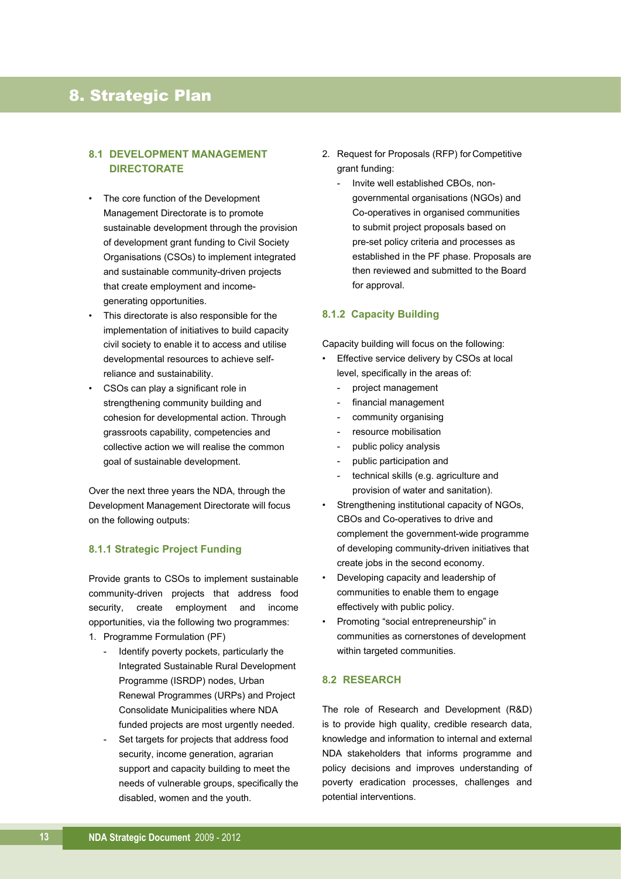# 8. Strategic Plan

## 8.1 DEVELOPMENT MANAGEMENT DIRECTORATE

- The core function of the Development Management Directorate is to promote sustainable development through the provision of development grant funding to Civil Society Organisations (CSOs) to implement integrated and sustainable community-driven projects that create employment and income-generating opportunities.
- This directorate is also responsible for the implementation of initiatives to build capacity civil society to enable it to access and utilise developmental resources to achieve self-reliance and sustainability.
- CSOs can play a significant role in strengthening community building and cohesion for developmental action. Through grassroots capability, competencies and collective action we will realise the common goal of sustainable development.

Over the next three years the NDA, through the Development Management Directorate will focus on the following outputs:

### 8.1.1 Strategic Project Funding

Provide grants to CSOs to implement sustainable community-driven projects that address food security, create employment and income opportunities, via the following two programmes:

1. Programme Formulation (PF)
   - Identify poverty pockets, particularly the Integrated Sustainable Rural Development Programme (ISRDP) nodes, Urban Renewal Programmes (URPs) and Project Consolidate Municipalities where NDA funded projects are most urgently needed.
   - Set targets for projects that address food security, income generation, agrarian support and capacity building to meet the needs of vulnerable groups, specifically the disabled, women and the youth.
2. Request for Proposals (RFP) for Competitive grant funding:
   - Invite well established CBOs, non-governmental organisations (NGOs) and Co-operatives in organised communities to submit project proposals based on pre-set policy criteria and processes as established in the PF phase. Proposals are then reviewed and submitted to the Board for approval.

### 8.1.2 Capacity Building

Capacity building will focus on the following:

- Effective service delivery by CSOs at local level, specifically in the areas of:
  - project management
  - financial management
  - community organising
  - resource mobilisation
  - public policy analysis
  - public participation and
  - technical skills (e.g. agriculture and provision of water and sanitation).
- Strengthening institutional capacity of NGOs, CBOs and Co-operatives to drive and complement the government-wide programme of developing community-driven initiatives that create jobs in the second economy.
- Developing capacity and leadership of communities to enable them to engage effectively with public policy.
- Promoting "social entrepreneurship" in communities as cornerstones of development within targeted communities.

## 8.2 RESEARCH

The role of Research and Development (R&D) is to provide high quality, credible research data, knowledge and information to internal and external NDA stakeholders that informs programme and policy decisions and improves understanding of poverty eradication processes, challenges and potential interventions.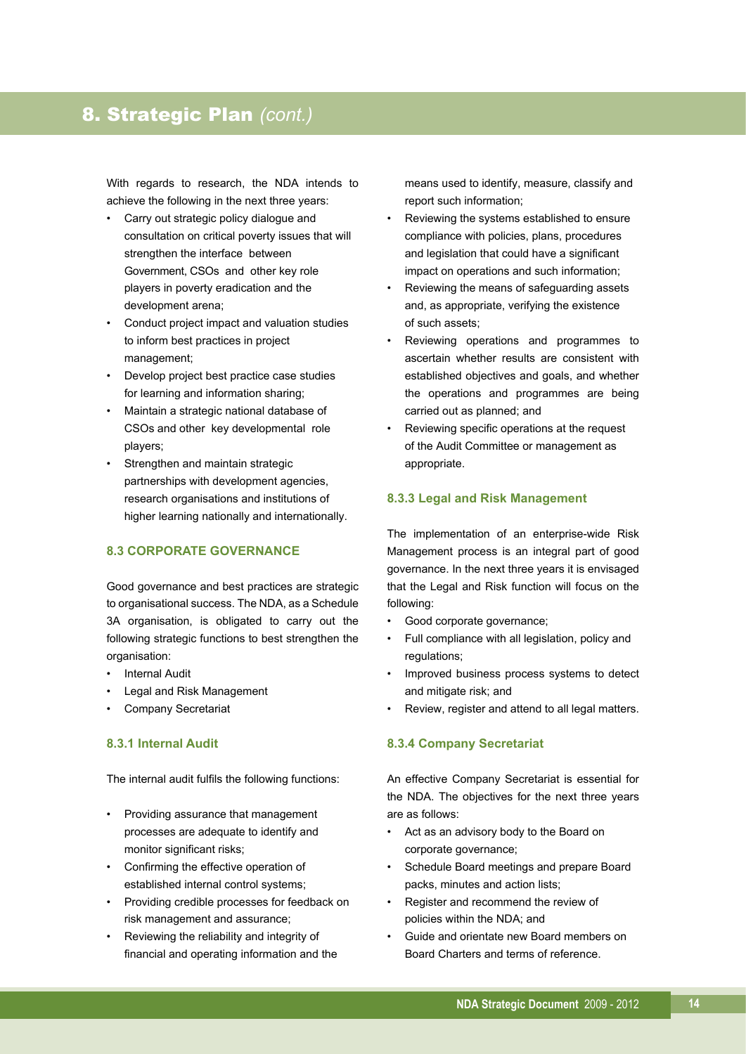# 8. Strategic Plan *(cont.)*

With regards to research, the NDA intends to achieve the following in the next three years:

- Carry out strategic policy dialogue and consultation on critical poverty issues that will strengthen the interface between Government, CSOs and other key role players in poverty eradication and the development arena;
- Conduct project impact and valuation studies to inform best practices in project management;
- Develop project best practice case studies for learning and information sharing;
- Maintain a strategic national database of CSOs and other key developmental role players;
- Strengthen and maintain strategic partnerships with development agencies, research organisations and institutions of higher learning nationally and internationally.

## 8.3 CORPORATE GOVERNANCE

Good governance and best practices are strategic to organisational success. The NDA, as a Schedule 3A organisation, is obligated to carry out the following strategic functions to best strengthen the organisation:

- Internal Audit
- Legal and Risk Management
- Company Secretariat

### 8.3.1 Internal Audit

The internal audit fulfils the following functions:

- Providing assurance that management processes are adequate to identify and monitor significant risks;
- Confirming the effective operation of established internal control systems;
- Providing credible processes for feedback on risk management and assurance;
- Reviewing the reliability and integrity of financial and operating information and the means used to identify, measure, classify and report such information;
- Reviewing the systems established to ensure compliance with policies, plans, procedures and legislation that could have a significant impact on operations and such information;
- Reviewing the means of safeguarding assets and, as appropriate, verifying the existence of such assets;
- Reviewing operations and programmes to ascertain whether results are consistent with established objectives and goals, and whether the operations and programmes are being carried out as planned; and
- Reviewing specific operations at the request of the Audit Committee or management as appropriate.

### 8.3.3 Legal and Risk Management

The implementation of an enterprise-wide Risk Management process is an integral part of good governance. In the next three years it is envisaged that the Legal and Risk function will focus on the following:

- Good corporate governance;
- Full compliance with all legislation, policy and regulations;
- Improved business process systems to detect and mitigate risk; and
- Review, register and attend to all legal matters.

### 8.3.4 Company Secretariat

An effective Company Secretariat is essential for the NDA. The objectives for the next three years are as follows:

- Act as an advisory body to the Board on corporate governance;
- Schedule Board meetings and prepare Board packs, minutes and action lists;
- Register and recommend the review of policies within the NDA; and
- Guide and orientate new Board members on Board Charters and terms of reference.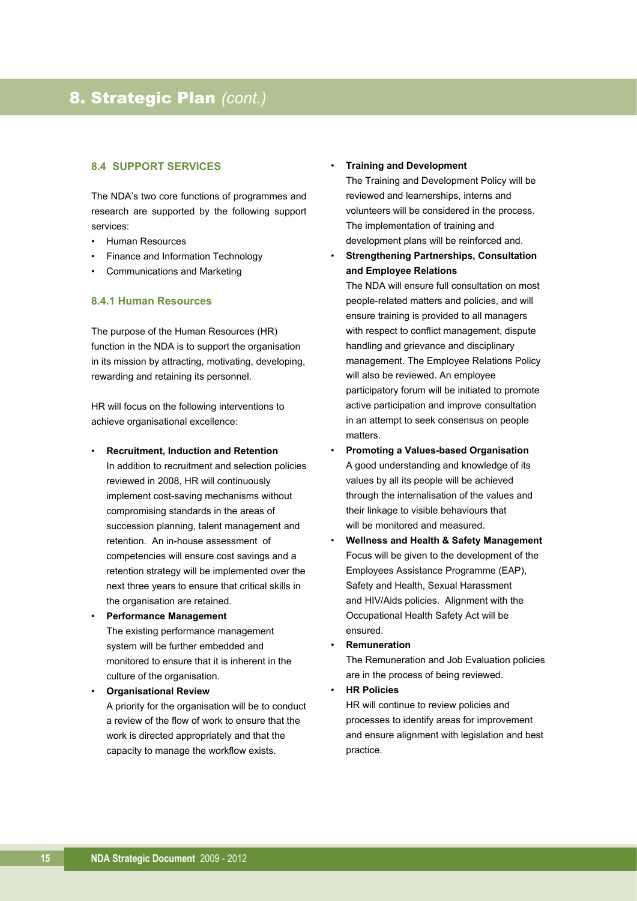# 8. Strategic Plan *(cont.)*

### 8.4 SUPPORT SERVICES

The NDA's two core functions of programmes and research are supported by the following support services:

- Human Resources
- Finance and Information Technology
- Communications and Marketing

#### 8.4.1 Human Resources

The purpose of the Human Resources (HR) function in the NDA is to support the organisation in its mission by attracting, motivating, developing, rewarding and retaining its personnel.

HR will focus on the following interventions to achieve organisational excellence:

- **Recruitment, Induction and Retention**
  In addition to recruitment and selection policies reviewed in 2008, HR will continuously implement cost-saving mechanisms without compromising standards in the areas of succession planning, talent management and retention. An in-house assessment of competencies will ensure cost savings and a retention strategy will be implemented over the next three years to ensure that critical skills in the organisation are retained.
- **Performance Management**
  The existing performance management system will be further embedded and monitored to ensure that it is inherent in the culture of the organisation.
- **Organisational Review**
  A priority for the organisation will be to conduct a review of the flow of work to ensure that the work is directed appropriately and that the capacity to manage the workflow exists.
- **Training and Development**
  The Training and Development Policy will be reviewed and learnerships, interns and volunteers will be considered in the process. The implementation of training and development plans will be reinforced and.
- **Strengthening Partnerships, Consultation and Employee Relations**
  The NDA will ensure full consultation on most people-related matters and policies, and will ensure training is provided to all managers with respect to conflict management, dispute handling and grievance and disciplinary management. The Employee Relations Policy will also be reviewed. An employee participatory forum will be initiated to promote active participation and improve consultation in an attempt to seek consensus on people matters.
- **Promoting a Values-based Organisation**
  A good understanding and knowledge of its values by all its people will be achieved through the internalisation of the values and their linkage to visible behaviours that will be monitored and measured.
- **Wellness and Health & Safety Management**
  Focus will be given to the development of the Employees Assistance Programme (EAP), Safety and Health, Sexual Harassment and HIV/Aids policies. Alignment with the Occupational Health Safety Act will be ensured.
- **Remuneration**
  The Remuneration and Job Evaluation policies are in the process of being reviewed.
- **HR Policies**
  HR will continue to review policies and processes to identify areas for improvement and ensure alignment with legislation and best practice.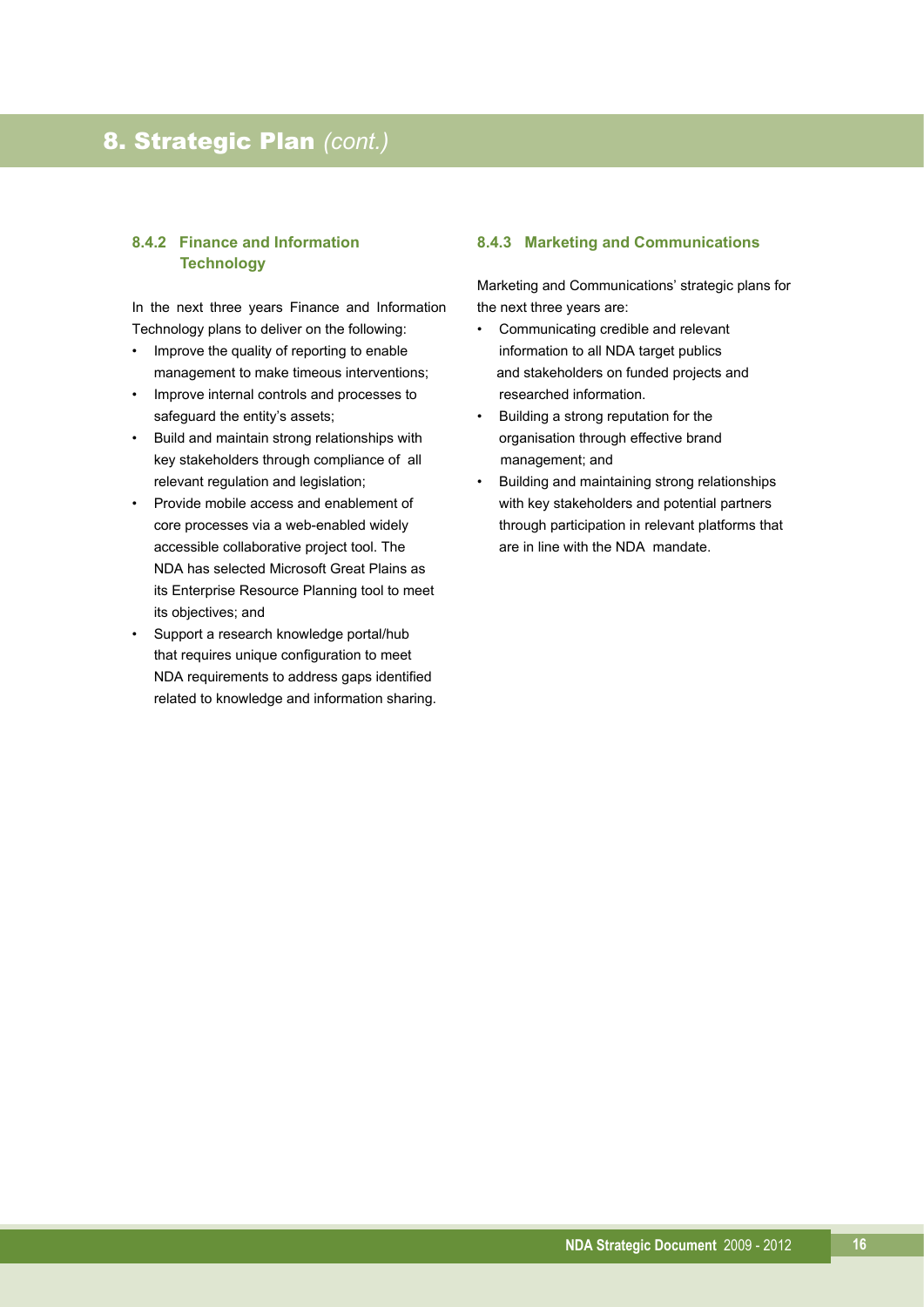# 8. Strategic Plan *(cont.)*

### 8.4.2 Finance and Information Technology

In the next three years Finance and Information Technology plans to deliver on the following:

- Improve the quality of reporting to enable management to make timeous interventions;
- Improve internal controls and processes to safeguard the entity's assets;
- Build and maintain strong relationships with key stakeholders through compliance of all relevant regulation and legislation;
- Provide mobile access and enablement of core processes via a web-enabled widely accessible collaborative project tool. The NDA has selected Microsoft Great Plains as its Enterprise Resource Planning tool to meet its objectives; and
- Support a research knowledge portal/hub that requires unique configuration to meet NDA requirements to address gaps identified related to knowledge and information sharing.

### 8.4.3 Marketing and Communications

Marketing and Communications' strategic plans for the next three years are:

- Communicating credible and relevant information to all NDA target publics and stakeholders on funded projects and researched information.
- Building a strong reputation for the organisation through effective brand management; and
- Building and maintaining strong relationships with key stakeholders and potential partners through participation in relevant platforms that are in line with the NDA mandate.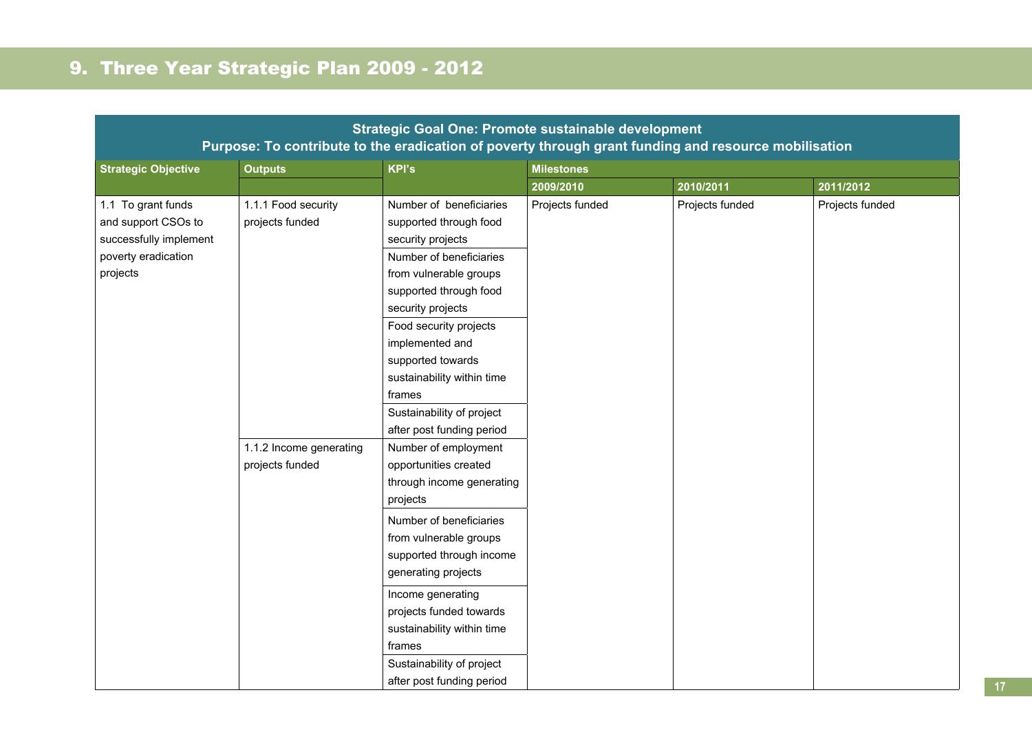## 9. Three Year Strategic Plan 2009 - 2012

| **Strategic Goal One: Promote sustainable development**<br>**Purpose: To contribute to the eradication of poverty through grant funding and resource mobilisation** | | | | | |
|---|---|---|---|---|---|
| **Strategic Objective** | **Outputs** | **KPI's** | **Milestones** | | |
| | | | **2009/2010** | **2010/2011** | **2011/2012** |
| 1.1 To grant funds and support CSOs to successfully implement poverty eradication projects | 1.1.1 Food security projects funded | Number of beneficiaries supported through food security projects | Projects funded | Projects funded | Projects funded |
| | | Number of beneficiaries from vulnerable groups supported through food security projects | | | |
| | | Food security projects implemented and supported towards sustainability within time frames | | | |
| | | Sustainability of project after post funding period | | | |
| | 1.1.2 Income generating projects funded | Number of employment opportunities created through income generating projects | | | |
| | | Number of beneficiaries from vulnerable groups supported through income generating projects | | | |
| | | Income generating projects funded towards sustainability within time frames | | | |
| | | Sustainability of project after post funding period | | | |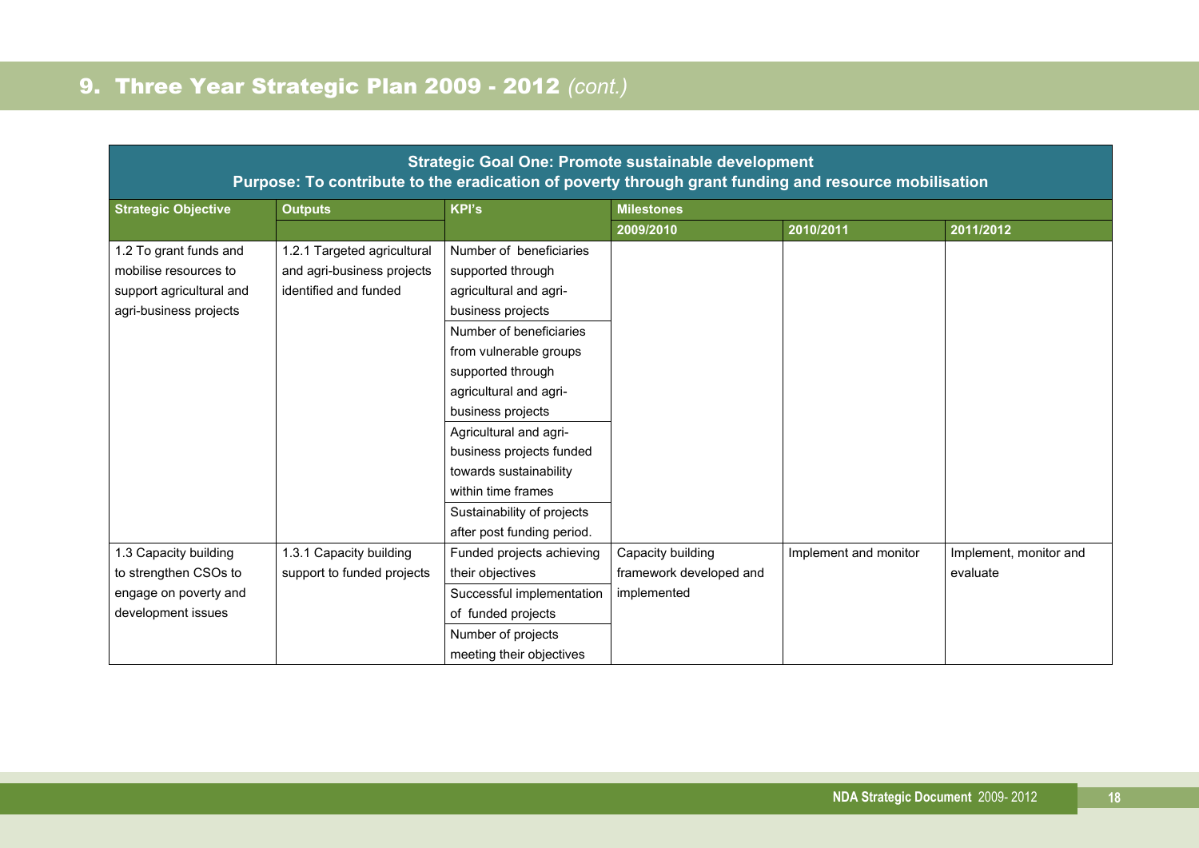## 9. Three Year Strategic Plan 2009 - 2012 *(cont.)*

| **Strategic Goal One: Promote sustainable development<br>Purpose: To contribute to the eradication of poverty through grant funding and resource mobilisation** | | | | | |
|---|---|---|---|---|---|
| **Strategic Objective** | **Outputs** | **KPI's** | **Milestones** | | |
| | | | **2009/2010** | **2010/2011** | **2011/2012** |
| 1.2 To grant funds and mobilise resources to support agricultural and agri-business projects | 1.2.1 Targeted agricultural and agri-business projects identified and funded | Number of beneficiaries supported through agricultural and agri-business projects | | | |
| | | Number of beneficiaries from vulnerable groups supported through agricultural and agri-business projects | | | |
| | | Agricultural and agri-business projects funded towards sustainability within time frames | | | |
| | | Sustainability of projects after post funding period. | | | |
| 1.3 Capacity building to strengthen CSOs to engage on poverty and development issues | 1.3.1 Capacity building support to funded projects | Funded projects achieving their objectives | Capacity building framework developed and implemented | Implement and monitor | Implement, monitor and evaluate |
| | | Successful implementation of funded projects | | | |
| | | Number of projects meeting their objectives | | | |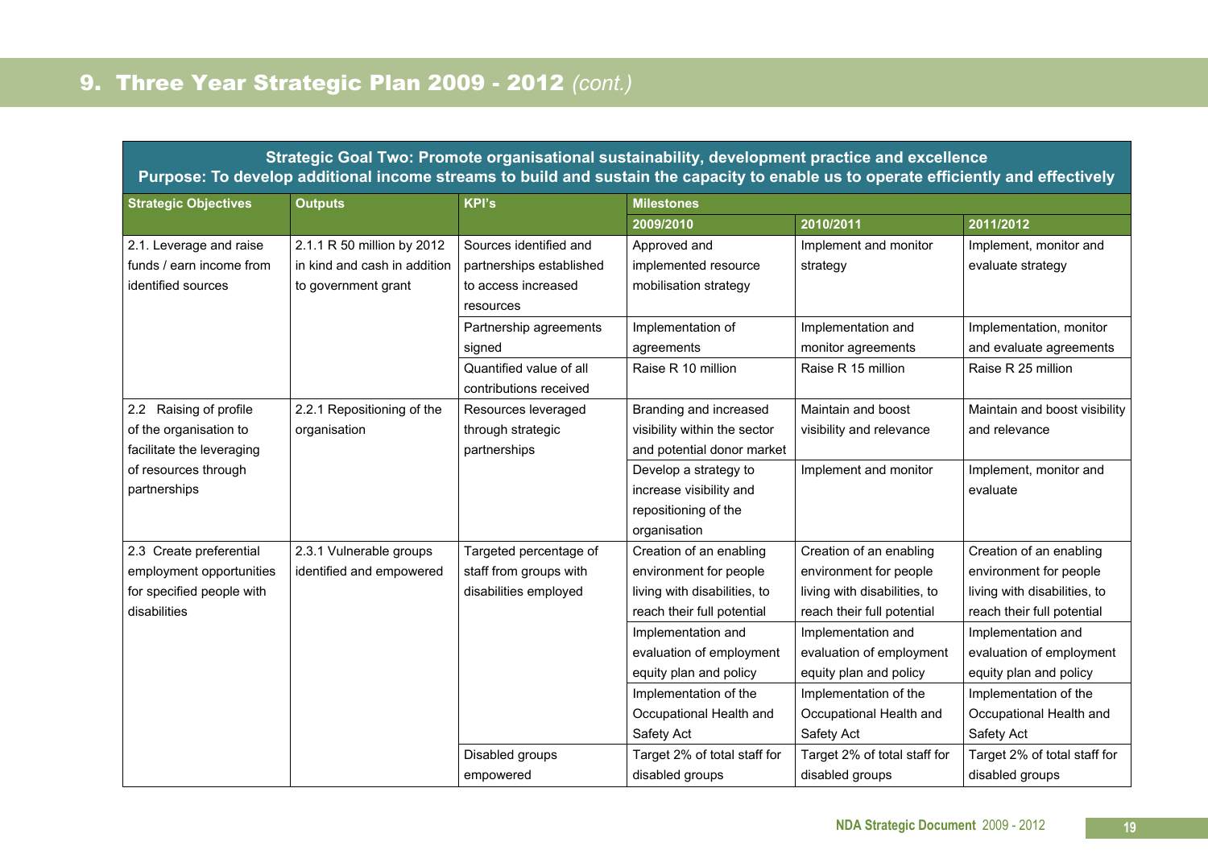## 9. Three Year Strategic Plan 2009 - 2012 *(cont.)*

| Strategic Goal Two: Promote organisational sustainability, development practice and excellence<br>Purpose: To develop additional income streams to build and sustain the capacity to enable us to operate efficiently and effectively | | | | | |
|---|---|---|---|---|---|
| **Strategic Objectives** | **Outputs** | **KPI's** | **Milestones** | | |
| | | | **2009/2010** | **2010/2011** | **2011/2012** |
| 2.1. Leverage and raise funds / earn income from identified sources | 2.1.1 R 50 million by 2012 in kind and cash in addition to government grant | Sources identified and partnerships established to access increased resources | Approved and implemented resource mobilisation strategy | Implement and monitor strategy | Implement, monitor and evaluate strategy |
| | | Partnership agreements signed | Implementation of agreements | Implementation and monitor agreements | Implementation, monitor and evaluate agreements |
| | | Quantified value of all contributions received | Raise R 10 million | Raise R 15 million | Raise R 25 million |
| 2.2 Raising of profile of the organisation to facilitate the leveraging of resources through partnerships | 2.2.1 Repositioning of the organisation | Resources leveraged through strategic partnerships | Branding and increased visibility within the sector and potential donor market | Maintain and boost visibility and relevance | Maintain and boost visibility and relevance |
| | | | Develop a strategy to increase visibility and repositioning of the organisation | Implement and monitor | Implement, monitor and evaluate |
| 2.3 Create preferential employment opportunities for specified people with disabilities | 2.3.1 Vulnerable groups identified and empowered | Targeted percentage of staff from groups with disabilities employed | Creation of an enabling environment for people living with disabilities, to reach their full potential | Creation of an enabling environment for people living with disabilities, to reach their full potential | Creation of an enabling environment for people living with disabilities, to reach their full potential |
| | | | Implementation and evaluation of employment equity plan and policy | Implementation and evaluation of employment equity plan and policy | Implementation and evaluation of employment equity plan and policy |
| | | | Implementation of the Occupational Health and Safety Act | Implementation of the Occupational Health and Safety Act | Implementation of the Occupational Health and Safety Act |
| | | Disabled groups empowered | Target 2% of total staff for disabled groups | Target 2% of total staff for disabled groups | Target 2% of total staff for disabled groups |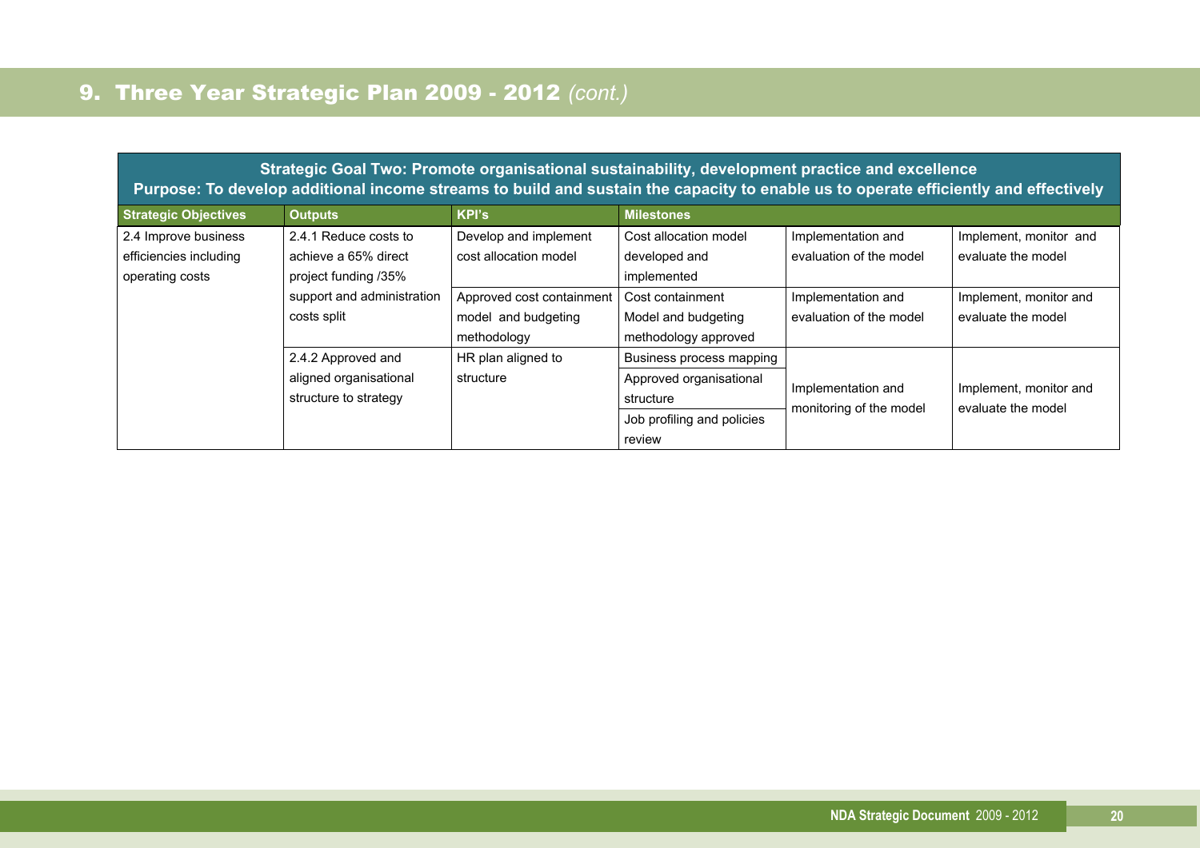# 9. Three Year Strategic Plan 2009 - 2012 *(cont.)*

**Strategic Goal Two: Promote organisational sustainability, development practice and excellence**
**Purpose: To develop additional income streams to build and sustain the capacity to enable us to operate efficiently and effectively**

| Strategic Objectives | Outputs | KPI's | Milestones | | |
|---|---|---|---|---|---|
| 2.4 Improve business efficiencies including operating costs | 2.4.1 Reduce costs to achieve a 65% direct project funding /35% support and administration costs split | Develop and implement cost allocation model | Cost allocation model developed and implemented | Implementation and evaluation of the model | Implement, monitor and evaluate the model |
| | | Approved cost containment model and budgeting methodology | Cost containment Model and budgeting methodology approved | Implementation and evaluation of the model | Implement, monitor and evaluate the model |
| | 2.4.2 Approved and aligned organisational structure to strategy | HR plan aligned to structure | Business process mapping | Implementation and monitoring of the model | Implement, monitor and evaluate the model |
| | | | Approved organisational structure | | |
| | | | Job profiling and policies review | | |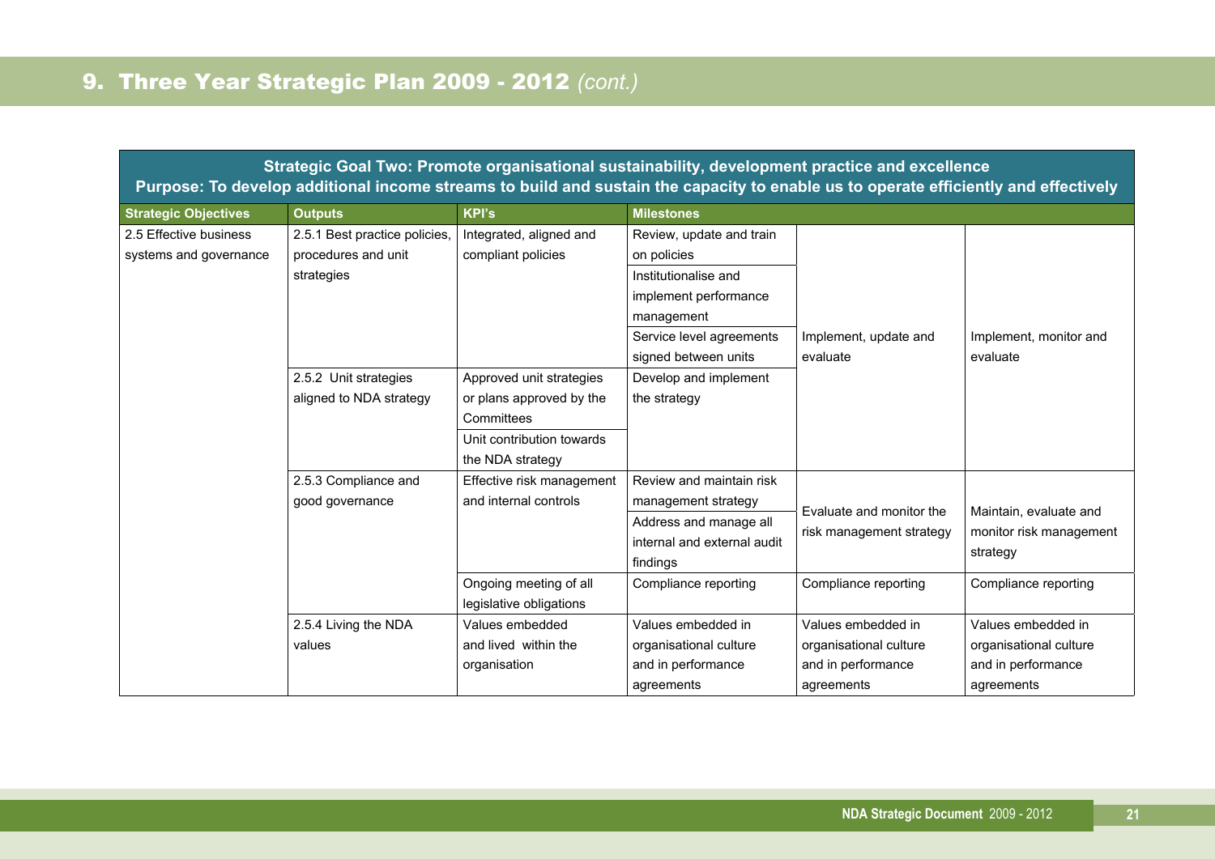## 9. Three Year Strategic Plan 2009 - 2012 *(cont.)*

**Strategic Goal Two: Promote organisational sustainability, development practice and excellence**
**Purpose: To develop additional income streams to build and sustain the capacity to enable us to operate efficiently and effectively**

| Strategic Objectives | Outputs | KPI's | Milestones | | |
|---|---|---|---|---|---|
| 2.5 Effective business systems and governance | 2.5.1 Best practice policies, procedures and unit strategies | Integrated, aligned and compliant policies | Review, update and train on policies | Implement, update and evaluate | Implement, monitor and evaluate |
| | | | Institutionalise and implement performance management | | |
| | | | Service level agreements signed between units | | |
| | 2.5.2 Unit strategies aligned to NDA strategy | Approved unit strategies or plans approved by the Committees | Develop and implement the strategy | | |
| | | Unit contribution towards the NDA strategy | | | |
| | 2.5.3 Compliance and good governance | Effective risk management and internal controls | Review and maintain risk management strategy | Evaluate and monitor the risk management strategy | Maintain, evaluate and monitor risk management strategy |
| | | | Address and manage all internal and external audit findings | | |
| | | Ongoing meeting of all legislative obligations | Compliance reporting | Compliance reporting | Compliance reporting |
| | 2.5.4 Living the NDA values | Values embedded and lived within the organisation | Values embedded in organisational culture and in performance agreements | Values embedded in organisational culture and in performance agreements | Values embedded in organisational culture and in performance agreements |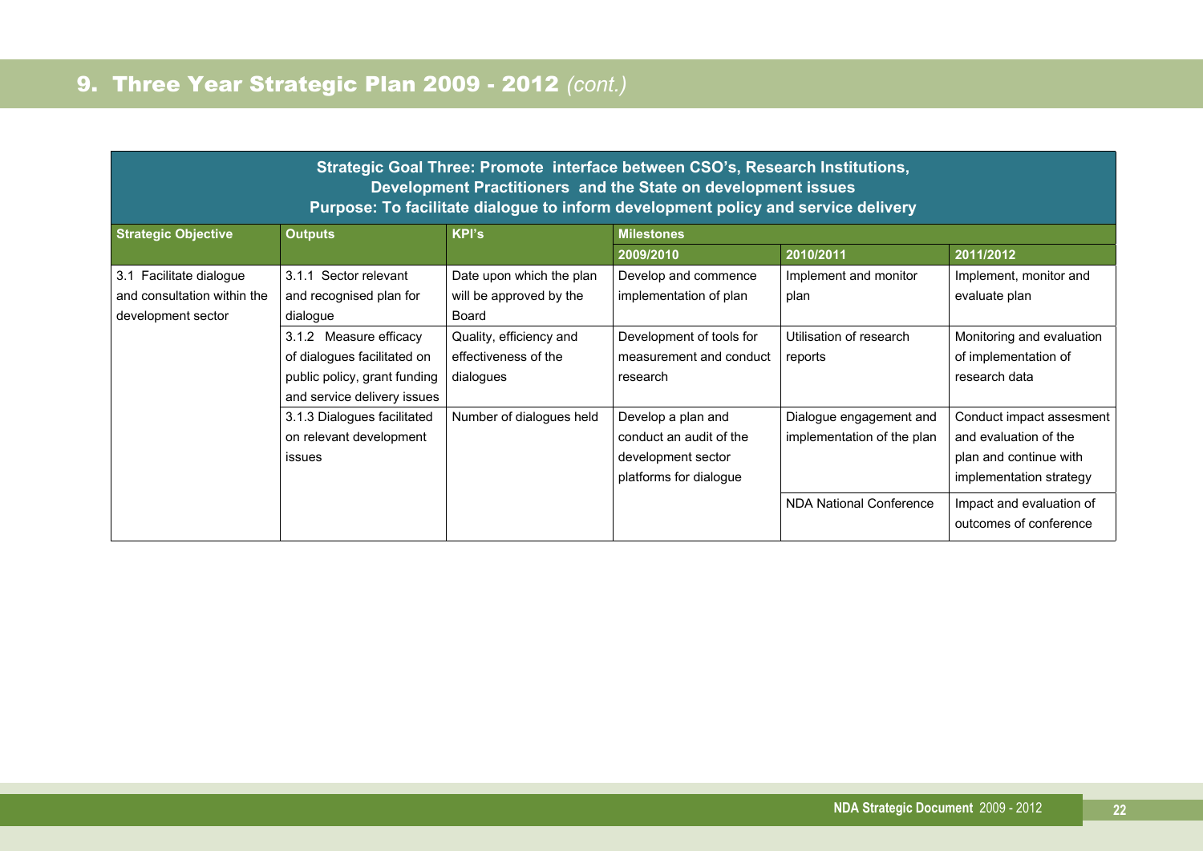# 9. Three Year Strategic Plan 2009 - 2012 *(cont.)*

| **Strategic Goal Three: Promote interface between CSO's, Research Institutions, Development Practitioners and the State on development issues**<br>**Purpose: To facilitate dialogue to inform development policy and service delivery** | | | | | |
|---|---|---|---|---|---|
| **Strategic Objective** | **Outputs** | **KPI's** | **Milestones** | | |
| | | | **2009/2010** | **2010/2011** | **2011/2012** |
| 3.1 Facilitate dialogue and consultation within the development sector | 3.1.1 Sector relevant and recognised plan for dialogue | Date upon which the plan will be approved by the Board | Develop and commence implementation of plan | Implement and monitor plan | Implement, monitor and evaluate plan |
| | 3.1.2 Measure efficacy of dialogues facilitated on public policy, grant funding and service delivery issues | Quality, efficiency and effectiveness of the dialogues | Development of tools for measurement and conduct research | Utilisation of research reports | Monitoring and evaluation of implementation of research data |
| | 3.1.3 Dialogues facilitated on relevant development issues | Number of dialogues held | Develop a plan and conduct an audit of the development sector platforms for dialogue | Dialogue engagement and implementation of the plan | Conduct impact assesment and evaluation of the plan and continue with implementation strategy |
| | | | | NDA National Conference | Impact and evaluation of outcomes of conference |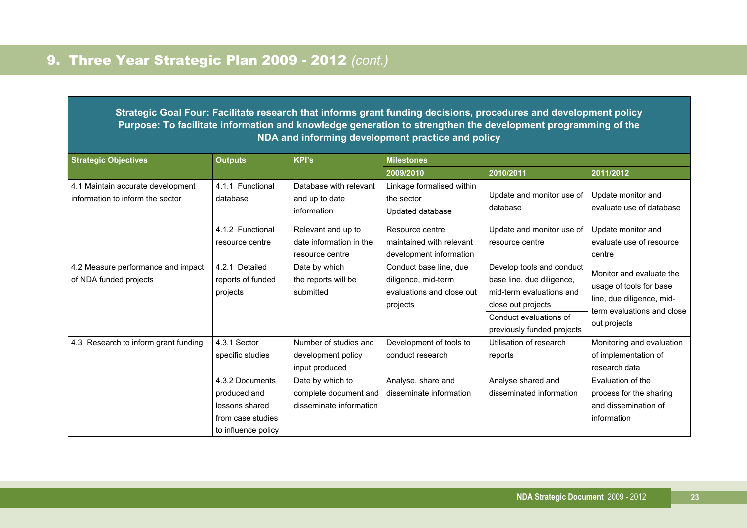## 9. Three Year Strategic Plan 2009 - 2012 *(cont.)*

**Strategic Goal Four: Facilitate research that informs grant funding decisions, procedures and development policy**
**Purpose: To facilitate information and knowledge generation to strengthen the development programming of the NDA and informing development practice and policy**

| Strategic Objectives | Outputs | KPI's | Milestones | | |
|---|---|---|---|---|---|
| | | | 2009/2010 | 2010/2011 | 2011/2012 |
| 4.1 Maintain accurate development information to inform the sector | 4.1.1 Functional database | Database with relevant and up to date information | Linkage formalised within the sector<br>Updated database | Update and monitor use of database | Update monitor and evaluate use of database |
| | 4.1.2 Functional resource centre | Relevant and up to date information in the resource centre | Resource centre maintained with relevant development information | Update and monitor use of resource centre | Update monitor and evaluate use of resource centre |
| 4.2 Measure performance and impact of NDA funded projects | 4.2.1 Detailed reports of funded projects | Date by which the reports will be submitted | Conduct base line, due diligence, mid-term evaluations and close out projects | Develop tools and conduct base line, due diligence, mid-term evaluations and close out projects<br>Conduct evaluations of previously funded projects | Monitor and evaluate the usage of tools for base line, due diligence, mid-term evaluations and close out projects |
| 4.3 Research to inform grant funding | 4.3.1 Sector specific studies | Number of studies and development policy input produced | Development of tools to conduct research | Utilisation of research reports | Monitoring and evaluation of implementation of research data |
| | 4.3.2 Documents produced and lessons shared from case studies to influence policy | Date by which to complete document and disseminate information | Analyse, share and disseminate information | Analyse shared and disseminated information | Evaluation of the process for the sharing and dissemination of information |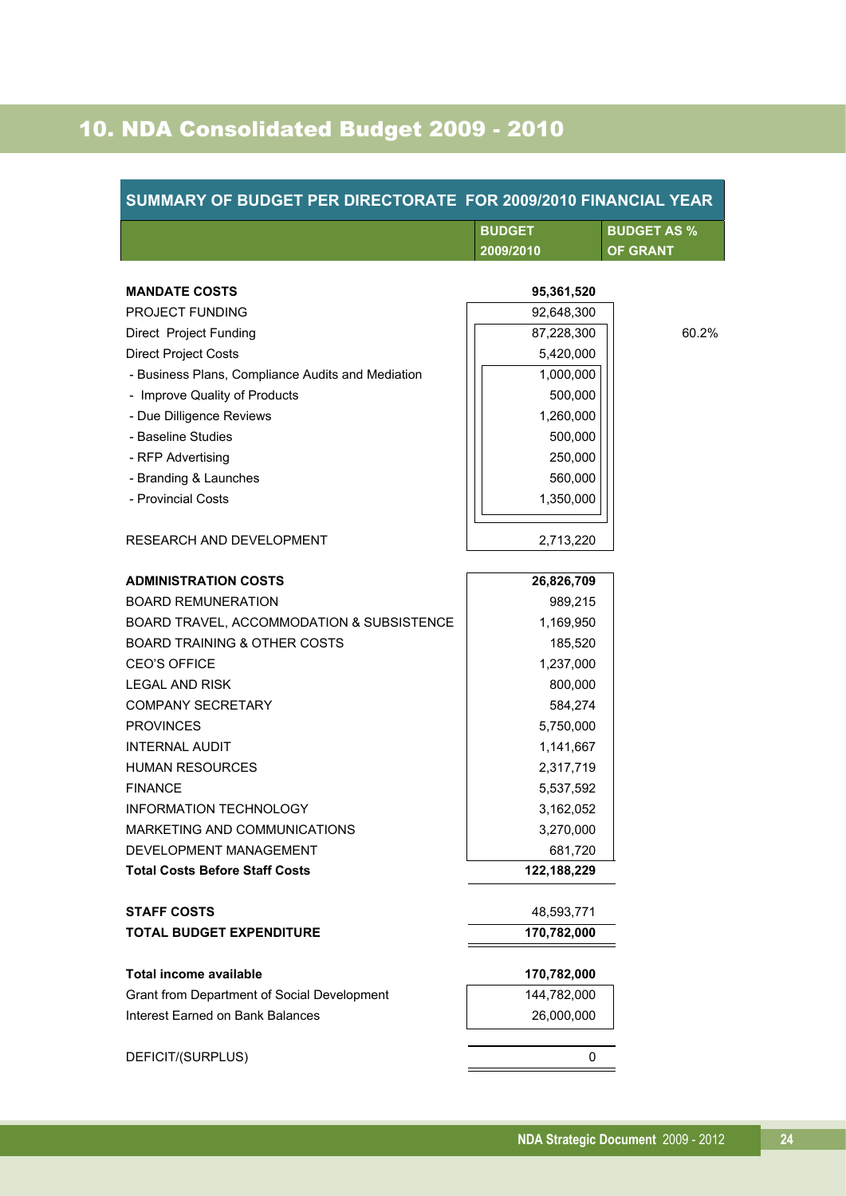# 10. NDA Consolidated Budget 2009 - 2010

| SUMMARY OF BUDGET PER DIRECTORATE FOR 2009/2010 FINANCIAL YEAR | | |
|---|---|---|
| | **BUDGET 2009/2010** | **BUDGET AS % OF GRANT** |
| **MANDATE COSTS** | **95,361,520** | |
| PROJECT FUNDING | 92,648,300 | |
| Direct Project Funding | 87,228,300 | 60.2% |
| Direct Project Costs | 5,420,000 | |
| - Business Plans, Compliance Audits and Mediation | 1,000,000 | |
| - Improve Quality of Products | 500,000 | |
| - Due Dilligence Reviews | 1,260,000 | |
| - Baseline Studies | 500,000 | |
| - RFP Advertising | 250,000 | |
| - Branding & Launches | 560,000 | |
| - Provincial Costs | 1,350,000 | |
| RESEARCH AND DEVELOPMENT | 2,713,220 | |
| **ADMINISTRATION COSTS** | **26,826,709** | |
| BOARD REMUNERATION | 989,215 | |
| BOARD TRAVEL, ACCOMMODATION & SUBSISTENCE | 1,169,950 | |
| BOARD TRAINING & OTHER COSTS | 185,520 | |
| CEO'S OFFICE | 1,237,000 | |
| LEGAL AND RISK | 800,000 | |
| COMPANY SECRETARY | 584,274 | |
| PROVINCES | 5,750,000 | |
| INTERNAL AUDIT | 1,141,667 | |
| HUMAN RESOURCES | 2,317,719 | |
| FINANCE | 5,537,592 | |
| INFORMATION TECHNOLOGY | 3,162,052 | |
| MARKETING AND COMMUNICATIONS | 3,270,000 | |
| DEVELOPMENT MANAGEMENT | 681,720 | |
| **Total Costs Before Staff Costs** | **122,188,229** | |
| **STAFF COSTS** | 48,593,771 | |
| **TOTAL BUDGET EXPENDITURE** | **170,782,000** | |
| **Total income available** | **170,782,000** | |
| Grant from Department of Social Development | 144,782,000 | |
| Interest Earned on Bank Balances | 26,000,000 | |
| DEFICIT/(SURPLUS) | 0 | |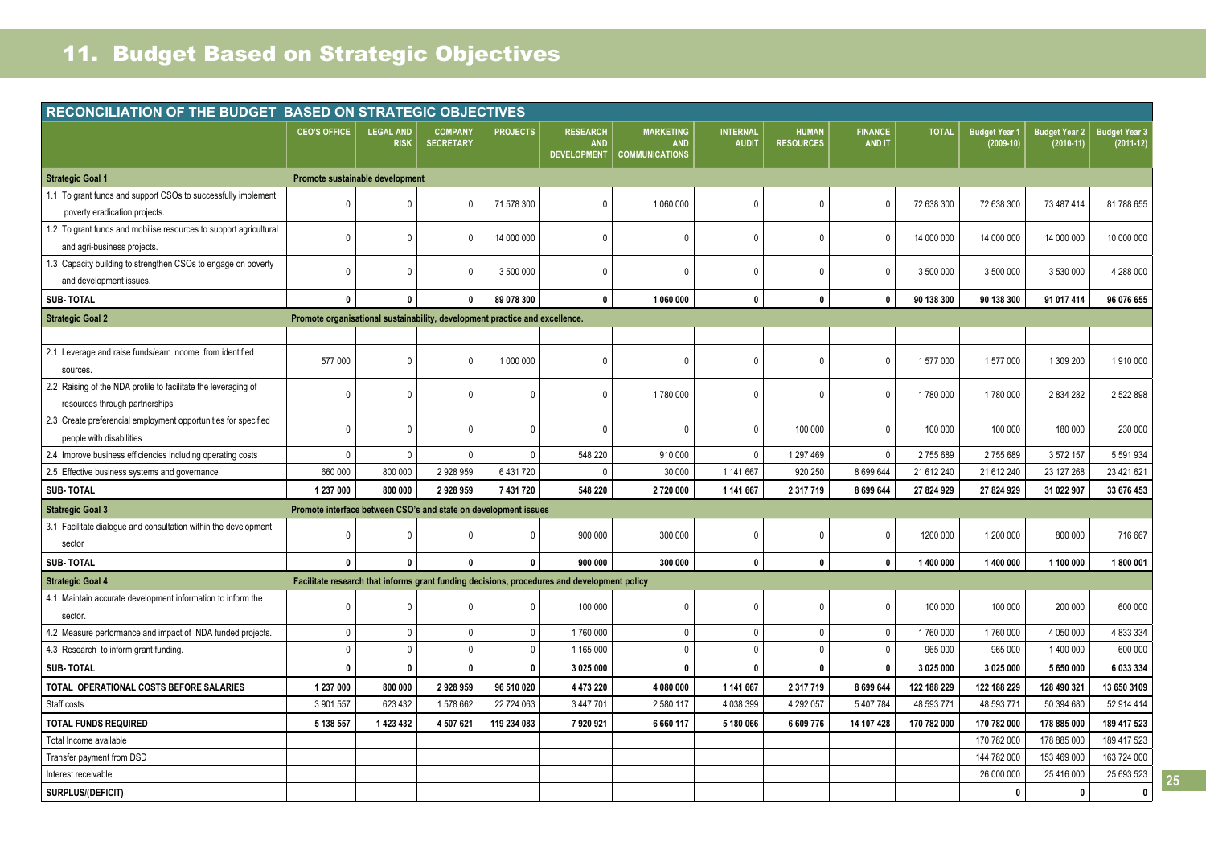# 11. Budget Based on Strategic Objectives

| RECONCILIATION OF THE BUDGET BASED ON STRATEGIC OBJECTIVES | CEO'S OFFICE | LEGAL AND RISK | COMPANY SECRETARY | PROJECTS | RESEARCH AND DEVELOPMENT | MARKETING AND COMMUNICATIONS | INTERNAL AUDIT | HUMAN RESOURCES | FINANCE AND IT | TOTAL | Budget Year 1 (2009-10) | Budget Year 2 (2010-11) | Budget Year 3 (2011-12) |
|---|---|---|---|---|---|---|---|---|---|---|---|---|---|
| **Strategic Goal 1** | **Promote sustainable development** | | | | | | | | | | | | |
| 1.1 To grant funds and support CSOs to successfully implement poverty eradication projects. | 0 | 0 | 0 | 71 578 300 | 0 | 1 060 000 | 0 | 0 | 0 | 72 638 300 | 72 638 300 | 73 487 414 | 81 788 655 |
| 1.2 To grant funds and mobilise resources to support agricultural and agri-business projects. | 0 | 0 | 0 | 14 000 000 | 0 | 0 | 0 | 0 | 0 | 14 000 000 | 14 000 000 | 14 000 000 | 10 000 000 |
| 1.3 Capacity building to strengthen CSOs to engage on poverty and development issues. | 0 | 0 | 0 | 3 500 000 | 0 | 0 | 0 | 0 | 0 | 3 500 000 | 3 500 000 | 3 530 000 | 4 288 000 |
| **SUB- TOTAL** | **0** | **0** | **0** | **89 078 300** | **0** | **1 060 000** | **0** | **0** | **0** | **90 138 300** | **90 138 300** | **91 017 414** | **96 076 655** |
| **Strategic Goal 2** | **Promote organisational sustainability, development practice and excellence.** | | | | | | | | | | | | |
| | | | | | | | | | | | | | |
| 2.1 Leverage and raise funds/earn income from identified sources. | 577 000 | 0 | 0 | 1 000 000 | 0 | 0 | 0 | 0 | 0 | 1 577 000 | 1 577 000 | 1 309 200 | 1 910 000 |
| 2.2 Raising of the NDA profile to facilitate the leveraging of resources through partnerships | 0 | 0 | 0 | 0 | 0 | 1 780 000 | 0 | 0 | 0 | 1 780 000 | 1 780 000 | 2 834 282 | 2 522 898 |
| 2.3 Create preferencial employment opportunities for specified people with disabilities | 0 | 0 | 0 | 0 | 0 | 0 | 0 | 100 000 | 0 | 100 000 | 100 000 | 180 000 | 230 000 |
| 2.4 Improve business efficiencies including operating costs | 0 | 0 | 0 | 0 | 548 220 | 910 000 | 0 | 1 297 469 | 0 | 2 755 689 | 2 755 689 | 3 572 157 | 5 591 934 |
| 2.5 Effective business systems and governance | 660 000 | 800 000 | 2 928 959 | 6 431 720 | 0 | 30 000 | 1 141 667 | 920 250 | 8 699 644 | 21 612 240 | 21 612 240 | 23 127 268 | 23 421 621 |
| **SUB- TOTAL** | **1 237 000** | **800 000** | **2 928 959** | **7 431 720** | **548 220** | **2 720 000** | **1 141 667** | **2 317 719** | **8 699 644** | **27 824 929** | **27 824 929** | **31 022 907** | **33 676 453** |
| **Statregic Goal 3** | **Promote interface between CSO's and state on development issues** | | | | | | | | | | | | |
| 3.1 Facilitate dialogue and consultation within the development sector | 0 | 0 | 0 | 0 | 900 000 | 300 000 | 0 | 0 | 0 | 1200 000 | 1 200 000 | 800 000 | 716 667 |
| **SUB- TOTAL** | **0** | **0** | **0** | **0** | **900 000** | **300 000** | **0** | **0** | **0** | **1 400 000** | **1 400 000** | **1 100 000** | **1 800 001** |
| **Strategic Goal 4** | **Facilitate research that informs grant funding decisions, procedures and development policy** | | | | | | | | | | | | |
| 4.1 Maintain accurate development information to inform the sector. | 0 | 0 | 0 | 0 | 100 000 | 0 | 0 | 0 | 0 | 100 000 | 100 000 | 200 000 | 600 000 |
| 4.2 Measure performance and impact of NDA funded projects. | 0 | 0 | 0 | 0 | 1 760 000 | 0 | 0 | 0 | 0 | 1 760 000 | 1 760 000 | 4 050 000 | 4 833 334 |
| 4.3 Research to inform grant funding. | 0 | 0 | 0 | 0 | 1 165 000 | 0 | 0 | 0 | 0 | 965 000 | 965 000 | 1 400 000 | 600 000 |
| **SUB- TOTAL** | **0** | **0** | **0** | **0** | **3 025 000** | **0** | **0** | **0** | **0** | **3 025 000** | **3 025 000** | **5 650 000** | **6 033 334** |
| **TOTAL OPERATIONAL COSTS BEFORE SALARIES** | **1 237 000** | **800 000** | **2 928 959** | **96 510 020** | **4 473 220** | **4 080 000** | **1 141 667** | **2 317 719** | **8 699 644** | **122 188 229** | **122 188 229** | **128 490 321** | **13 650 3109** |
| Staff costs | 3 901 557 | 623 432 | 1 578 662 | 22 724 063 | 3 447 701 | 2 580 117 | 4 038 399 | 4 292 057 | 5 407 784 | 48 593 771 | 48 593 771 | 50 394 680 | 52 914 414 |
| **TOTAL FUNDS REQUIRED** | **5 138 557** | **1 423 432** | **4 507 621** | **119 234 083** | **7 920 921** | **6 660 117** | **5 180 066** | **6 609 776** | **14 107 428** | **170 782 000** | **170 782 000** | **178 885 000** | **189 417 523** |
| Total Income available | | | | | | | | | | | 170 782 000 | 178 885 000 | 189 417 523 |
| Transfer payment from DSD | | | | | | | | | | | 144 782 000 | 153 469 000 | 163 724 000 |
| Interest receivable | | | | | | | | | | | 26 000 000 | 25 416 000 | 25 693 523 |
| **SURPLUS/(DEFICIT)** | | | | | | | | | | | **0** | **0** | **0** |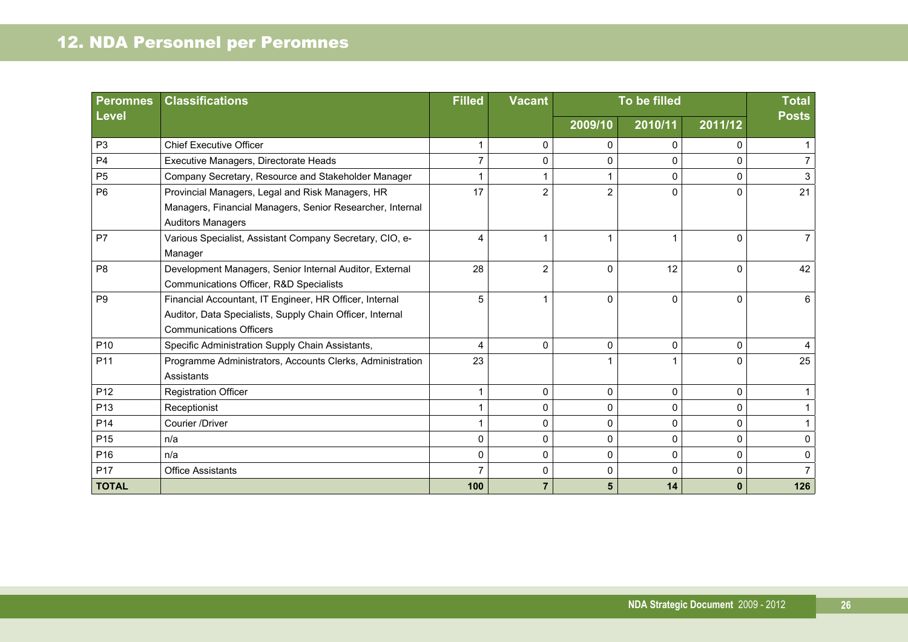## 12. NDA Personnel per Peromnes

| Peromnes Level | Classifications | Filled | Vacant | To be filled | | | Total Posts |
|---|---|---|---|---|---|---|---|
| | | | | 2009/10 | 2010/11 | 2011/12 | |
| P3 | Chief Executive Officer | 1 | 0 | 0 | 0 | 0 | 1 |
| P4 | Executive Managers, Directorate Heads | 7 | 0 | 0 | 0 | 0 | 7 |
| P5 | Company Secretary, Resource and Stakeholder Manager | 1 | 1 | 1 | 0 | 0 | 3 |
| P6 | Provincial Managers, Legal and Risk Managers, HR Managers, Financial Managers, Senior Researcher, Internal Auditors Managers | 17 | 2 | 2 | 0 | 0 | 21 |
| P7 | Various Specialist, Assistant Company Secretary, CIO, e-Manager | 4 | 1 | 1 | 1 | 0 | 7 |
| P8 | Development Managers, Senior Internal Auditor, External Communications Officer, R&D Specialists | 28 | 2 | 0 | 12 | 0 | 42 |
| P9 | Financial Accountant, IT Engineer, HR Officer, Internal Auditor, Data Specialists, Supply Chain Officer, Internal Communications Officers | 5 | 1 | 0 | 0 | 0 | 6 |
| P10 | Specific Administration Supply Chain Assistants, | 4 | 0 | 0 | 0 | 0 | 4 |
| P11 | Programme Administrators, Accounts Clerks, Administration Assistants | 23 | | 1 | 1 | 0 | 25 |
| P12 | Registration Officer | 1 | 0 | 0 | 0 | 0 | 1 |
| P13 | Receptionist | 1 | 0 | 0 | 0 | 0 | 1 |
| P14 | Courier /Driver | 1 | 0 | 0 | 0 | 0 | 1 |
| P15 | n/a | 0 | 0 | 0 | 0 | 0 | 0 |
| P16 | n/a | 0 | 0 | 0 | 0 | 0 | 0 |
| P17 | Office Assistants | 7 | 0 | 0 | 0 | 0 | 7 |
| **TOTAL** | | **100** | **7** | **5** | **14** | **0** | **126** |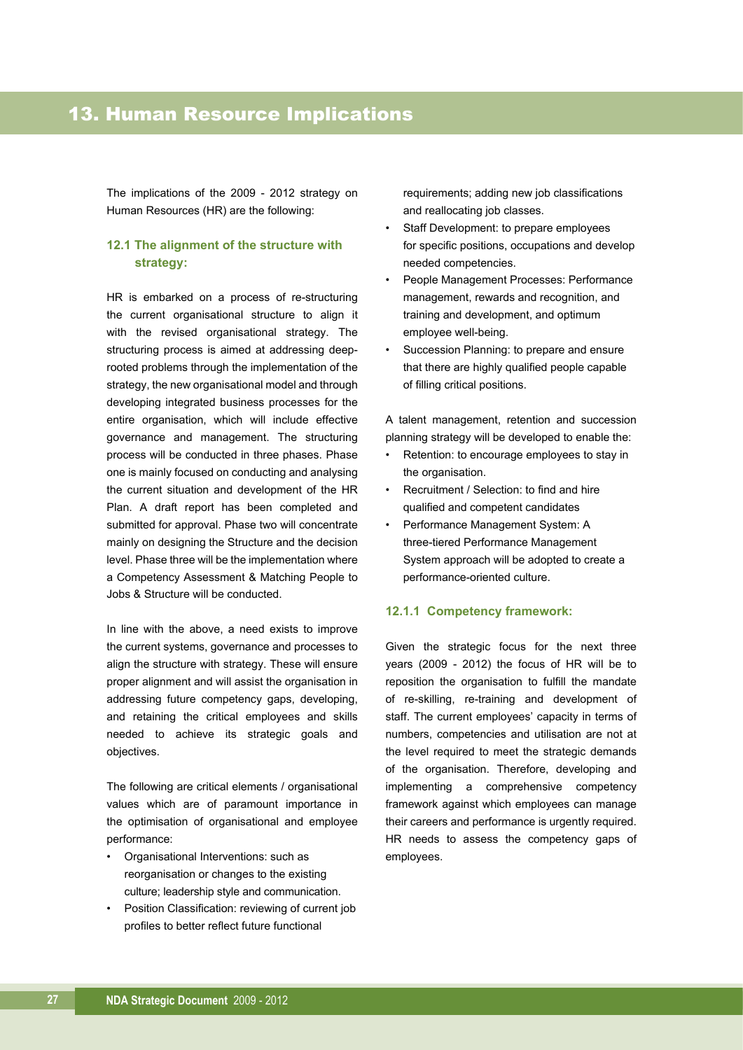# 13. Human Resource Implications

The implications of the 2009 - 2012 strategy on Human Resources (HR) are the following:

### 12.1 The alignment of the structure with strategy:

HR is embarked on a process of re-structuring the current organisational structure to align it with the revised organisational strategy. The structuring process is aimed at addressing deep-rooted problems through the implementation of the strategy, the new organisational model and through developing integrated business processes for the entire organisation, which will include effective governance and management. The structuring process will be conducted in three phases. Phase one is mainly focused on conducting and analysing the current situation and development of the HR Plan. A draft report has been completed and submitted for approval. Phase two will concentrate mainly on designing the Structure and the decision level. Phase three will be the implementation where a Competency Assessment & Matching People to Jobs & Structure will be conducted.

In line with the above, a need exists to improve the current systems, governance and processes to align the structure with strategy. These will ensure proper alignment and will assist the organisation in addressing future competency gaps, developing, and retaining the critical employees and skills needed to achieve its strategic goals and objectives.

The following are critical elements / organisational values which are of paramount importance in the optimisation of organisational and employee performance:

- Organisational Interventions: such as reorganisation or changes to the existing culture; leadership style and communication.
- Position Classification: reviewing of current job profiles to better reflect future functional requirements; adding new job classifications and reallocating job classes.
- Staff Development: to prepare employees for specific positions, occupations and develop needed competencies.
- People Management Processes: Performance management, rewards and recognition, and training and development, and optimum employee well-being.
- Succession Planning: to prepare and ensure that there are highly qualified people capable of filling critical positions.

A talent management, retention and succession planning strategy will be developed to enable the:

- Retention: to encourage employees to stay in the organisation.
- Recruitment / Selection: to find and hire qualified and competent candidates
- Performance Management System: A three-tiered Performance Management System approach will be adopted to create a performance-oriented culture.

#### 12.1.1 Competency framework:

Given the strategic focus for the next three years (2009 - 2012) the focus of HR will be to reposition the organisation to fulfill the mandate of re-skilling, re-training and development of staff. The current employees' capacity in terms of numbers, competencies and utilisation are not at the level required to meet the strategic demands of the organisation. Therefore, developing and implementing a comprehensive competency framework against which employees can manage their careers and performance is urgently required. HR needs to assess the competency gaps of employees.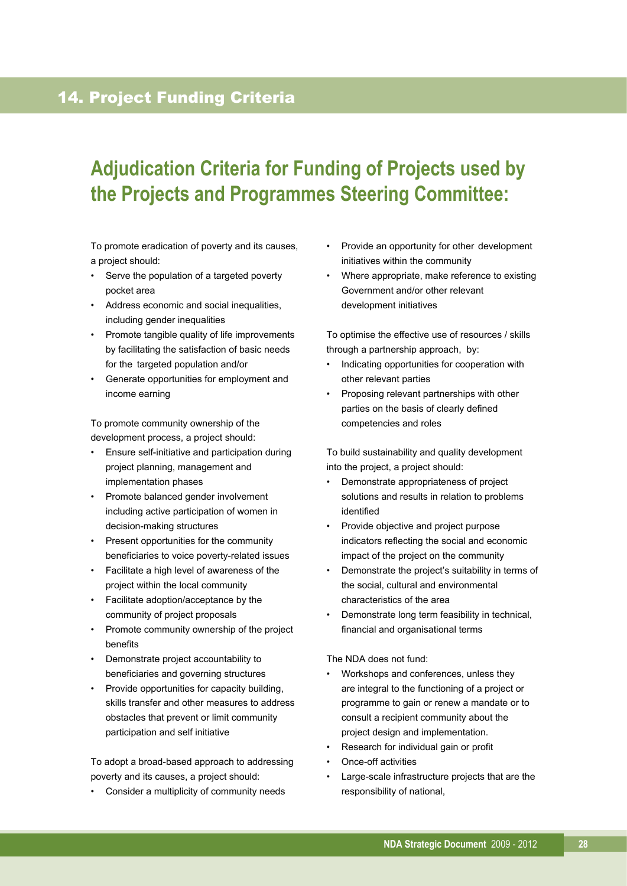# 14. Project Funding Criteria

## Adjudication Criteria for Funding of Projects used by the Projects and Programmes Steering Committee:

To promote eradication of poverty and its causes, a project should:

- Serve the population of a targeted poverty pocket area
- Address economic and social inequalities, including gender inequalities
- Promote tangible quality of life improvements by facilitating the satisfaction of basic needs for the targeted population and/or
- Generate opportunities for employment and income earning

To promote community ownership of the development process, a project should:

- Ensure self-initiative and participation during project planning, management and implementation phases
- Promote balanced gender involvement including active participation of women in decision-making structures
- Present opportunities for the community beneficiaries to voice poverty-related issues
- Facilitate a high level of awareness of the project within the local community
- Facilitate adoption/acceptance by the community of project proposals
- Promote community ownership of the project benefits
- Demonstrate project accountability to beneficiaries and governing structures
- Provide opportunities for capacity building, skills transfer and other measures to address obstacles that prevent or limit community participation and self initiative

To adopt a broad-based approach to addressing poverty and its causes, a project should:

- Consider a multiplicity of community needs
- Provide an opportunity for other development initiatives within the community
- Where appropriate, make reference to existing Government and/or other relevant development initiatives

To optimise the effective use of resources / skills through a partnership approach, by:

- Indicating opportunities for cooperation with other relevant parties
- Proposing relevant partnerships with other parties on the basis of clearly defined competencies and roles

To build sustainability and quality development into the project, a project should:

- Demonstrate appropriateness of project solutions and results in relation to problems identified
- Provide objective and project purpose indicators reflecting the social and economic impact of the project on the community
- Demonstrate the project's suitability in terms of the social, cultural and environmental characteristics of the area
- Demonstrate long term feasibility in technical, financial and organisational terms

The NDA does not fund:

- Workshops and conferences, unless they are integral to the functioning of a project or programme to gain or renew a mandate or to consult a recipient community about the project design and implementation.
- Research for individual gain or profit
- Once-off activities
- Large-scale infrastructure projects that are the responsibility of national,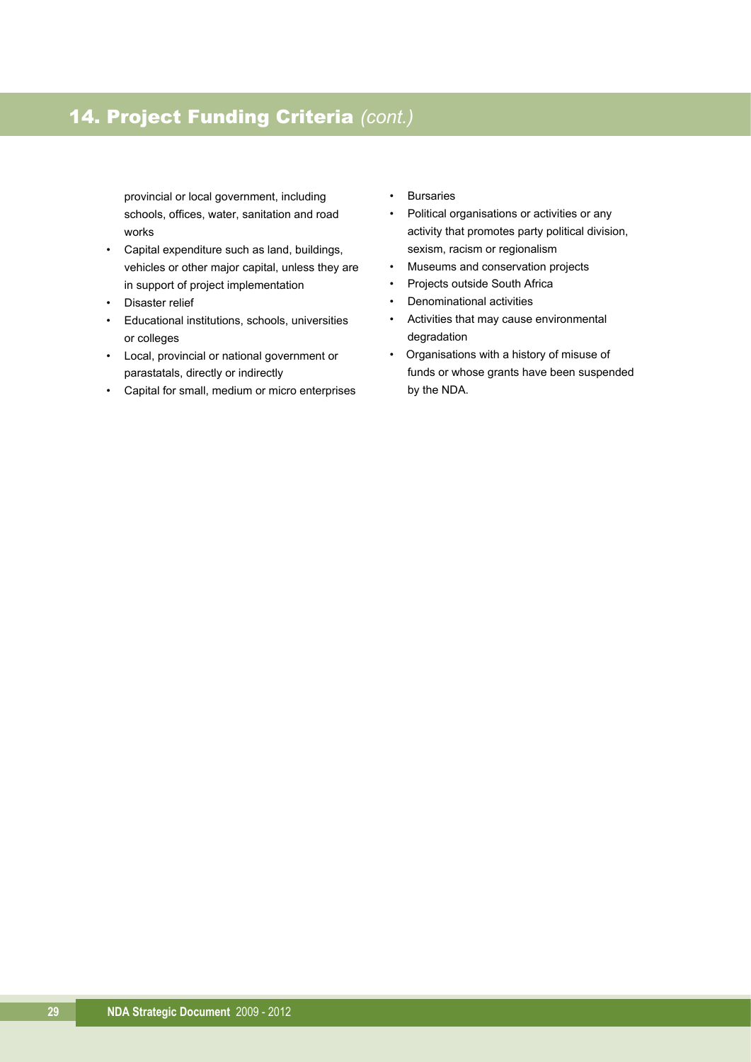## 14. Project Funding Criteria *(cont.)*

provincial or local government, including schools, offices, water, sanitation and road works

- Capital expenditure such as land, buildings, vehicles or other major capital, unless they are in support of project implementation
- Disaster relief
- Educational institutions, schools, universities or colleges
- Local, provincial or national government or parastatals, directly or indirectly
- Capital for small, medium or micro enterprises
- Bursaries
- Political organisations or activities or any activity that promotes party political division, sexism, racism or regionalism
- Museums and conservation projects
- Projects outside South Africa
- Denominational activities
- Activities that may cause environmental degradation
- Organisations with a history of misuse of funds or whose grants have been suspended by the NDA.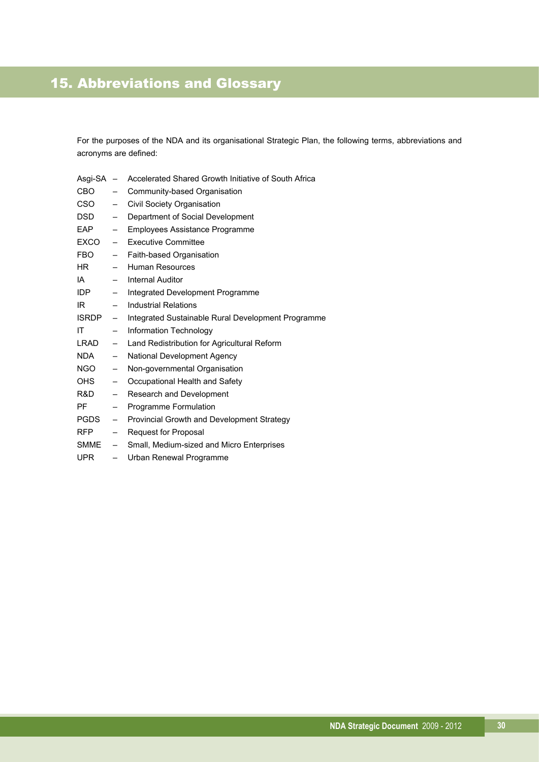# 15. Abbreviations and Glossary

For the purposes of the NDA and its organisational Strategic Plan, the following terms, abbreviations and acronyms are defined:

Asgi-SA – Accelerated Shared Growth Initiative of South Africa
CBO – Community-based Organisation
CSO – Civil Society Organisation
DSD – Department of Social Development
EAP – Employees Assistance Programme
EXCO – Executive Committee
FBO – Faith-based Organisation
HR – Human Resources
IA – Internal Auditor
IDP – Integrated Development Programme
IR – Industrial Relations
ISRDP – Integrated Sustainable Rural Development Programme
IT – Information Technology
LRAD – Land Redistribution for Agricultural Reform
NDA – National Development Agency
NGO – Non-governmental Organisation
OHS – Occupational Health and Safety
R&D – Research and Development
PF – Programme Formulation
PGDS – Provincial Growth and Development Strategy
RFP – Request for Proposal
SMME – Small, Medium-sized and Micro Enterprises
UPR – Urban Renewal Programme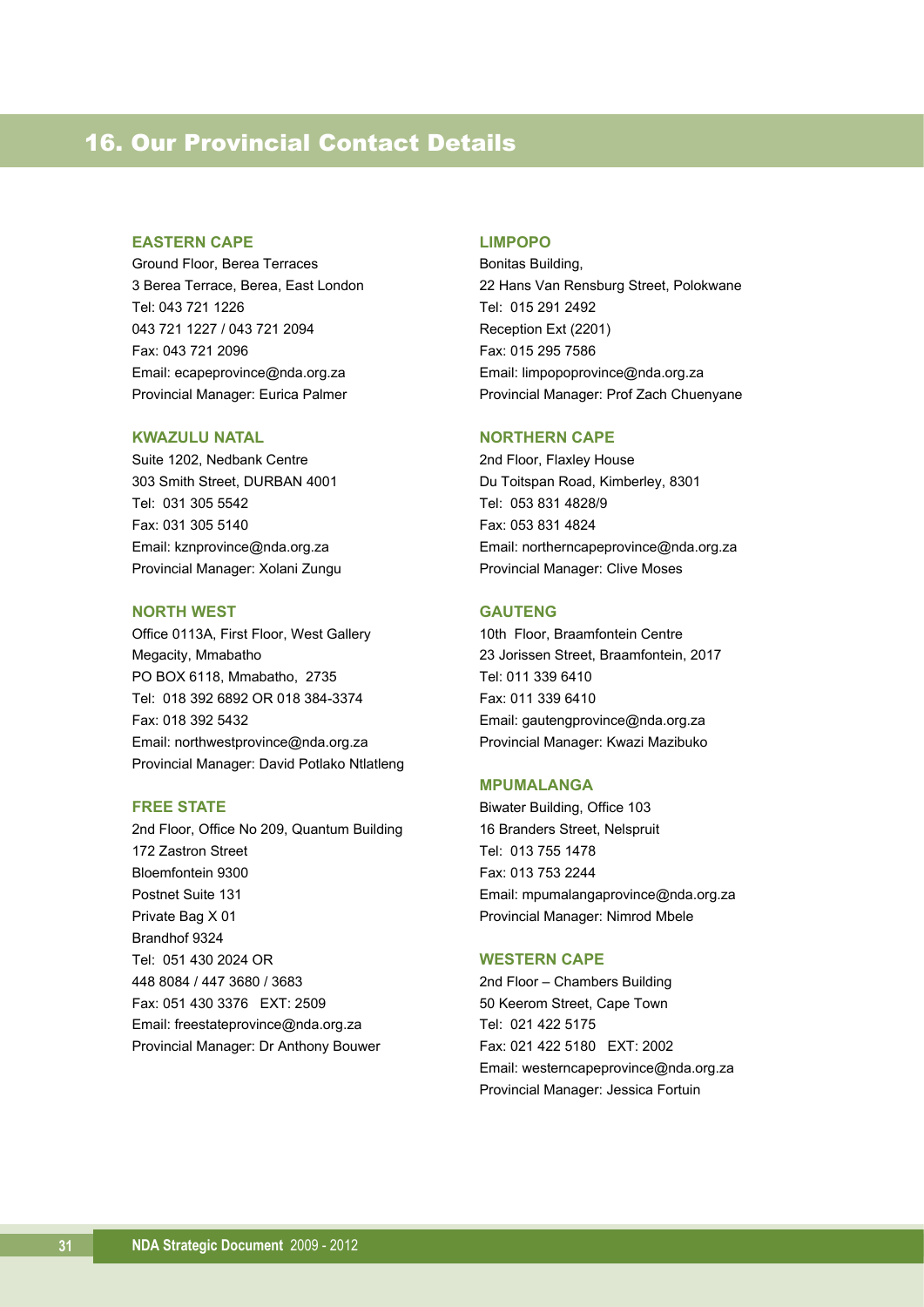# 16. Our Provincial Contact Details

### EASTERN CAPE

Ground Floor, Berea Terraces
3 Berea Terrace, Berea, East London
Tel: 043 721 1226
043 721 1227 / 043 721 2094
Fax: 043 721 2096
Email: ecapeprovince@nda.org.za
Provincial Manager: Eurica Palmer

### KWAZULU NATAL

Suite 1202, Nedbank Centre
303 Smith Street, DURBAN 4001
Tel: 031 305 5542
Fax: 031 305 5140
Email: kznprovince@nda.org.za
Provincial Manager: Xolani Zungu

### NORTH WEST

Office 0113A, First Floor, West Gallery
Megacity, Mmabatho
PO BOX 6118, Mmabatho, 2735
Tel: 018 392 6892 OR 018 384-3374
Fax: 018 392 5432
Email: northwestprovince@nda.org.za
Provincial Manager: David Potlako Ntlatleng

### FREE STATE

2nd Floor, Office No 209, Quantum Building
172 Zastron Street
Bloemfontein 9300
Postnet Suite 131
Private Bag X 01
Brandhof 9324
Tel: 051 430 2024 OR
448 8084 / 447 3680 / 3683
Fax: 051 430 3376 EXT: 2509
Email: freestateprovince@nda.org.za
Provincial Manager: Dr Anthony Bouwer

### LIMPOPO

Bonitas Building,
22 Hans Van Rensburg Street, Polokwane
Tel: 015 291 2492
Reception Ext (2201)
Fax: 015 295 7586
Email: limpopoprovince@nda.org.za
Provincial Manager: Prof Zach Chuenyane

### NORTHERN CAPE

2nd Floor, Flaxley House
Du Toitspan Road, Kimberley, 8301
Tel: 053 831 4828/9
Fax: 053 831 4824
Email: northerncapeprovince@nda.org.za
Provincial Manager: Clive Moses

### GAUTENG

10th Floor, Braamfontein Centre
23 Jorissen Street, Braamfontein, 2017
Tel: 011 339 6410
Fax: 011 339 6410
Email: gautengprovince@nda.org.za
Provincial Manager: Kwazi Mazibuko

### MPUMALANGA

Biwater Building, Office 103
16 Branders Street, Nelspruit
Tel: 013 755 1478
Fax: 013 753 2244
Email: mpumalangaprovince@nda.org.za
Provincial Manager: Nimrod Mbele

### WESTERN CAPE

2nd Floor – Chambers Building
50 Keerom Street, Cape Town
Tel: 021 422 5175
Fax: 021 422 5180 EXT: 2002
Email: westerncapeprovince@nda.org.za
Provincial Manager: Jessica Fortuin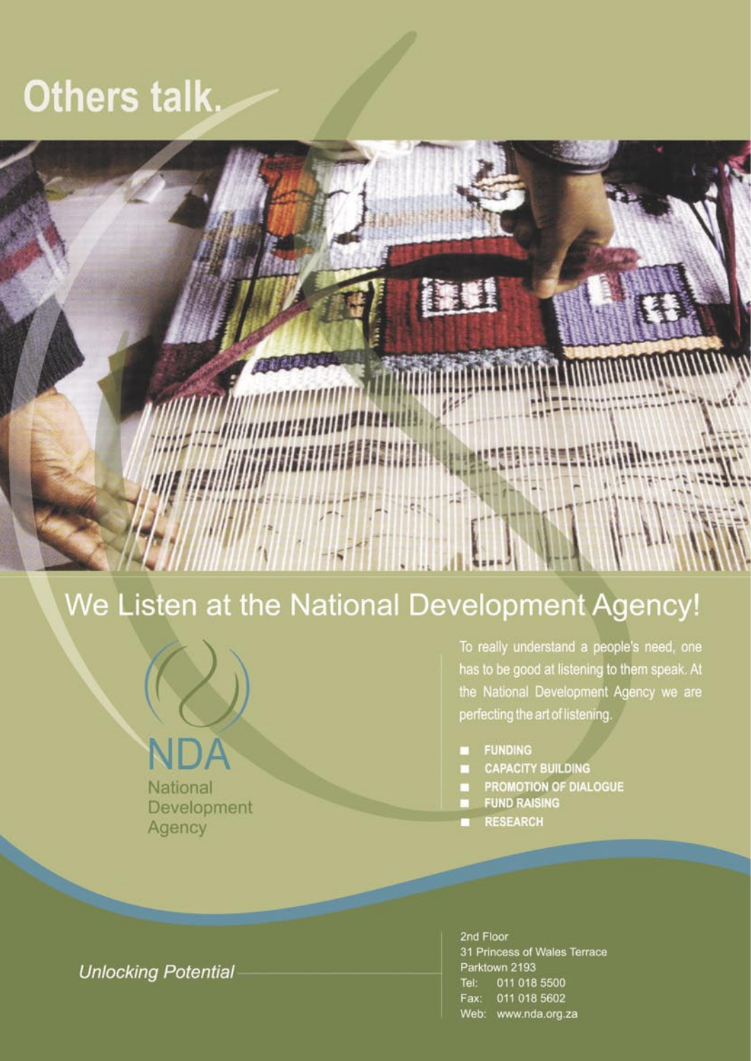# Others talk.

## We Listen at the National Development Agency!

NDA
National
Development
Agency

To really understand a people's need, one has to be good at listening to them speak. At the National Development Agency we are perfecting the art of listening.

- **FUNDING**
- **CAPACITY BUILDING**
- **PROMOTION OF DIALOGUE**
- **FUND RAISING**
- **RESEARCH**

*Unlocking Potential*

2nd Floor
31 Princess of Wales Terrace
Parktown 2193
Tel: 011 018 5500
Fax: 011 018 5602
Web: www.nda.org.za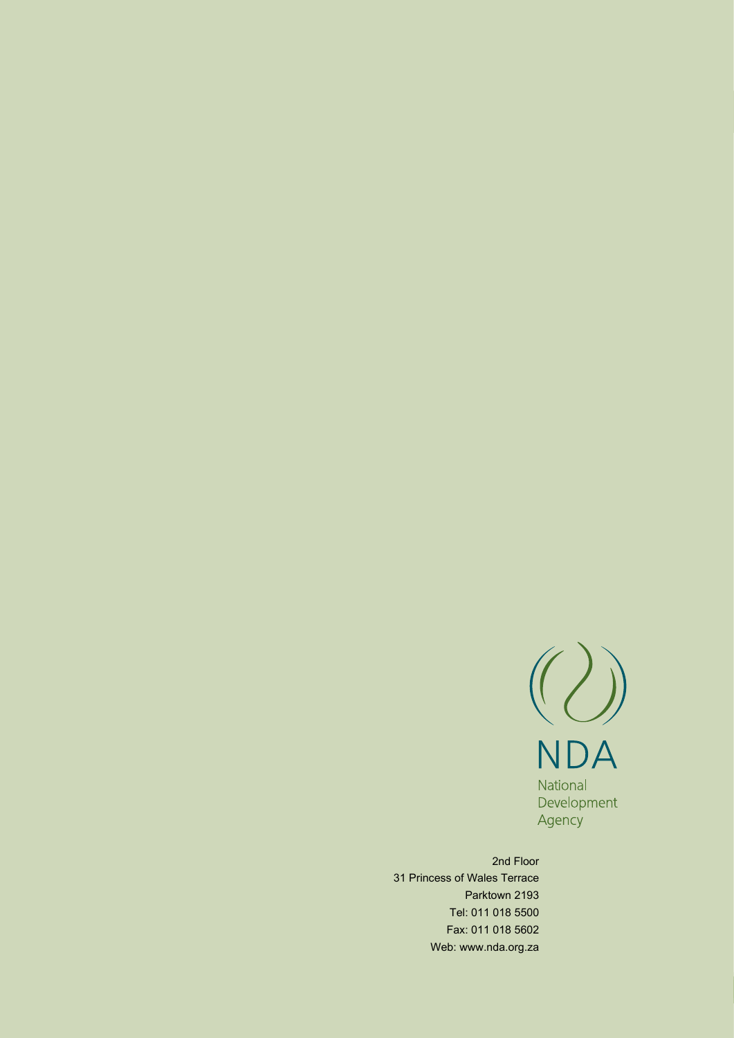NDA

National
Development
Agency

2nd Floor
31 Princess of Wales Terrace
Parktown 2193
Tel: 011 018 5500
Fax: 011 018 5602
Web: www.nda.org.za